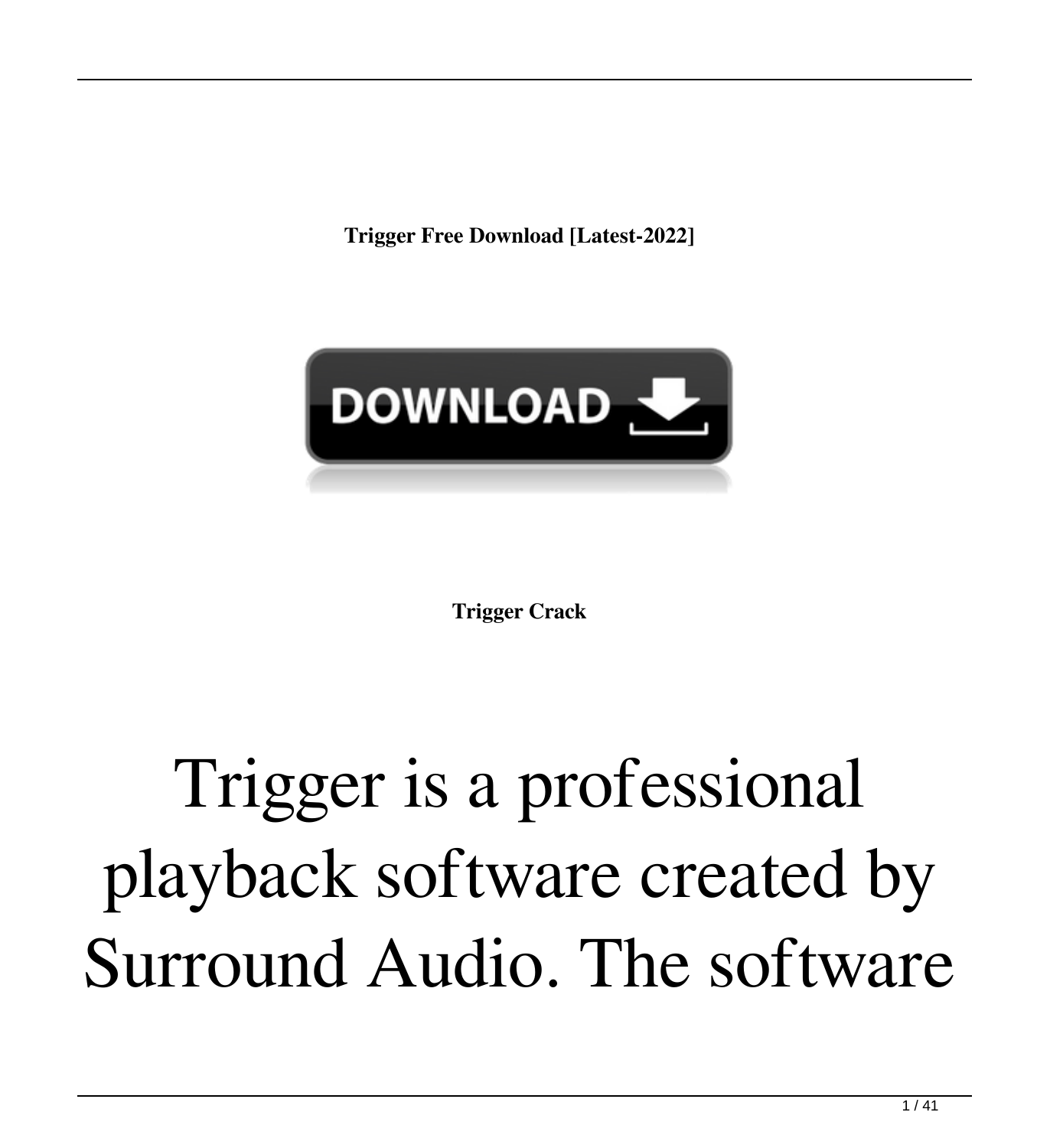**Trigger Free Download [Latest-2022]**

DOWNLOAD

**Trigger Crack**

# Trigger is a professional playback software created by Surround Audio. The software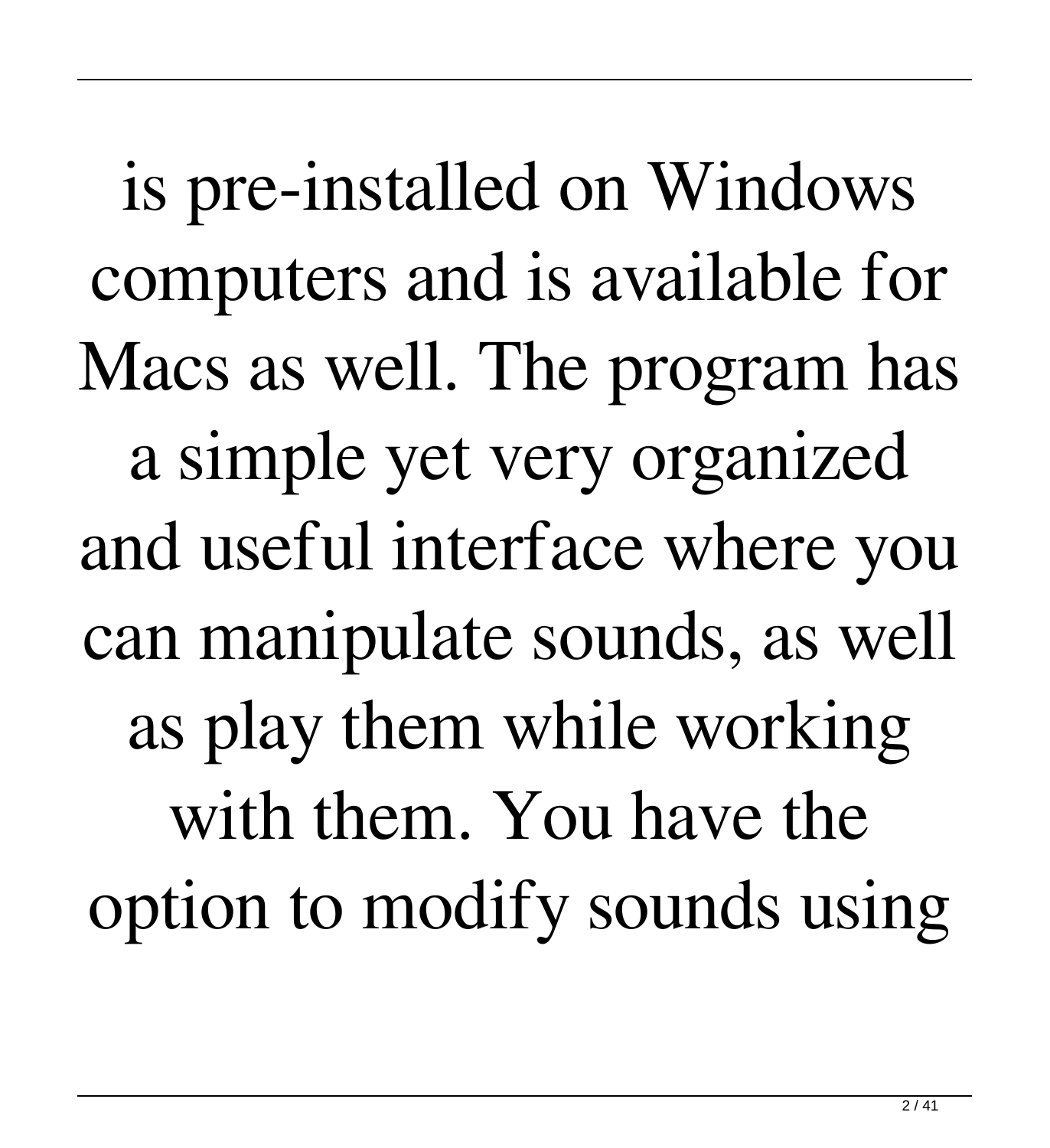is pre-installed on Windows computers and is available for Macs as well. The program has a simple yet very organized and useful interface where you can manipulate sounds, as well as play them while working with them. You have the option to modify sounds using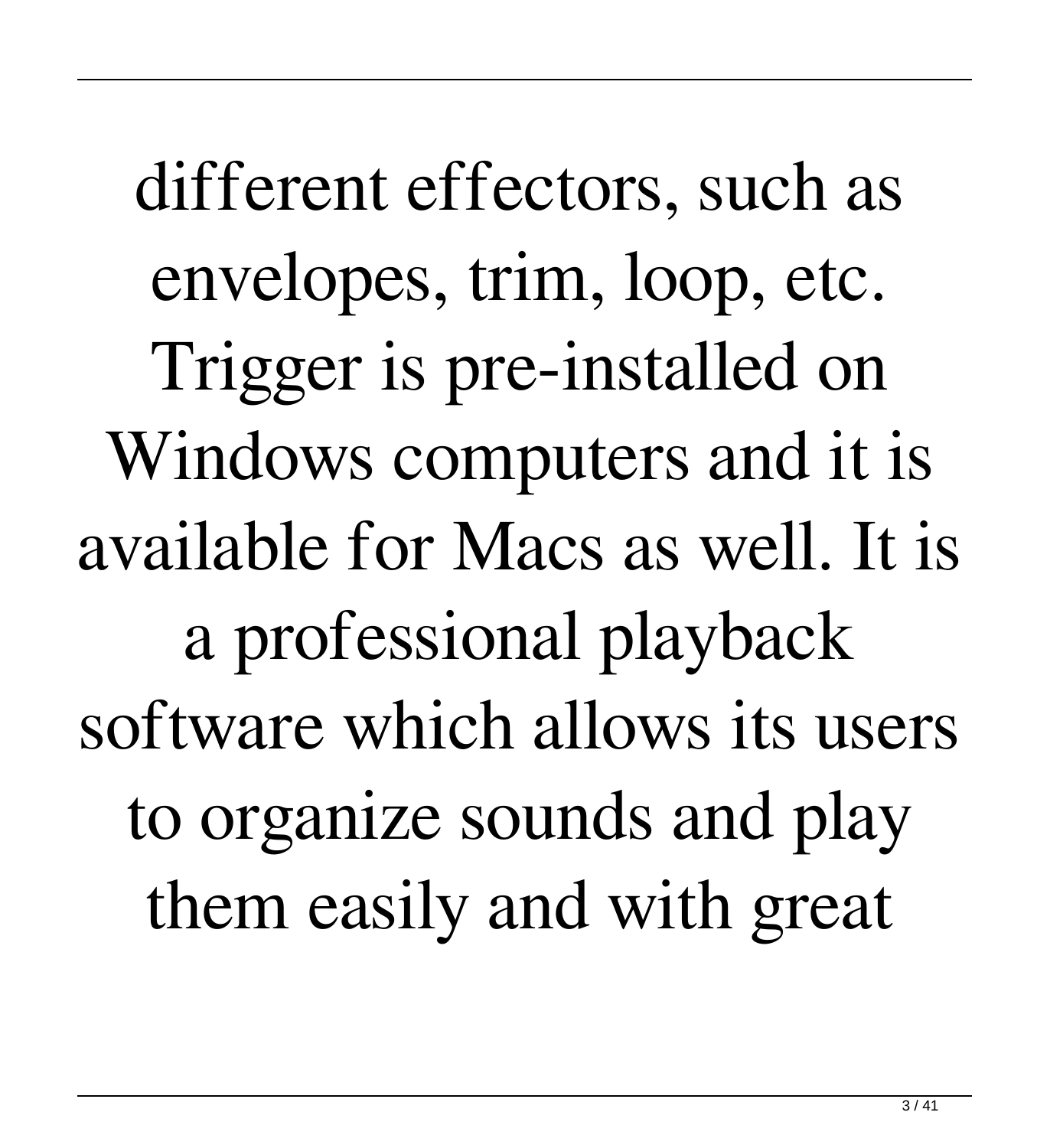different effectors, such as envelopes, trim, loop, etc. Trigger is pre-installed on Windows computers and it is available for Macs as well. It is a professional playback software which allows its users to organize sounds and play them easily and with great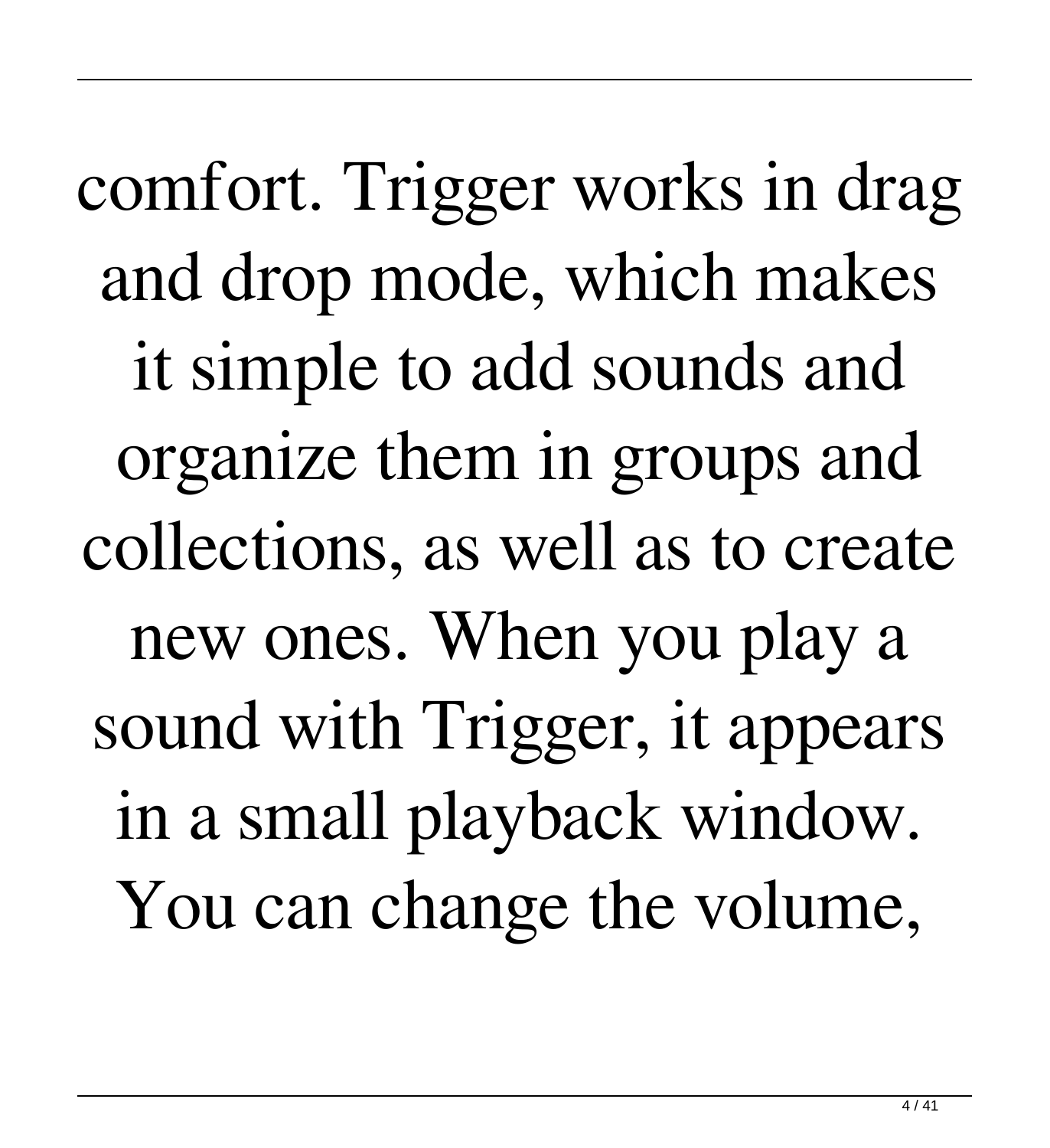comfort. Trigger works in drag and drop mode, which makes it simple to add sounds and organize them in groups and collections, as well as to create new ones. When you play a sound with Trigger, it appears in a small playback window. You can change the volume,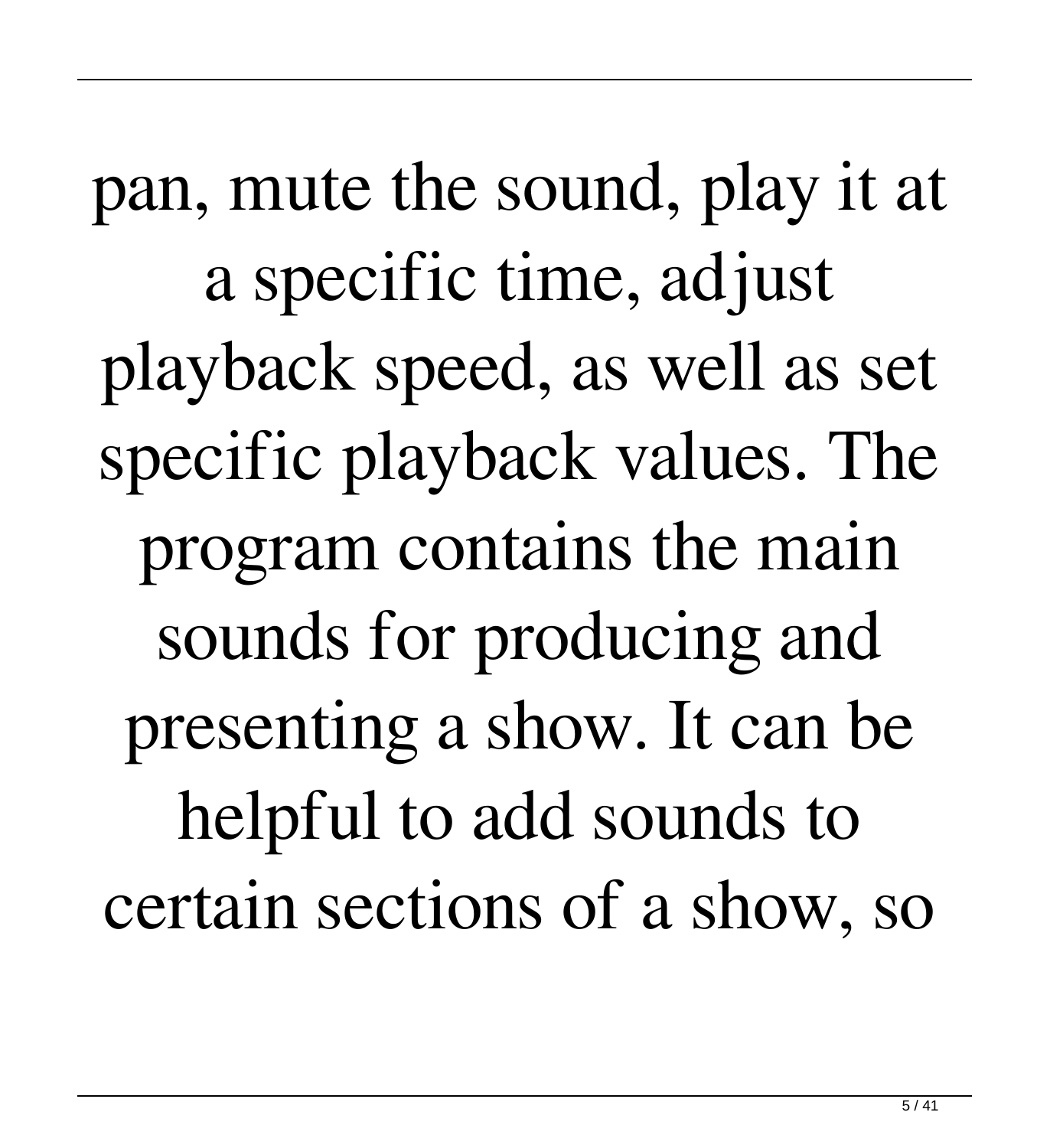pan, mute the sound, play it at a specific time, adjust playback speed, as well as set specific playback values. The program contains the main sounds for producing and presenting a show. It can be helpful to add sounds to certain sections of a show, so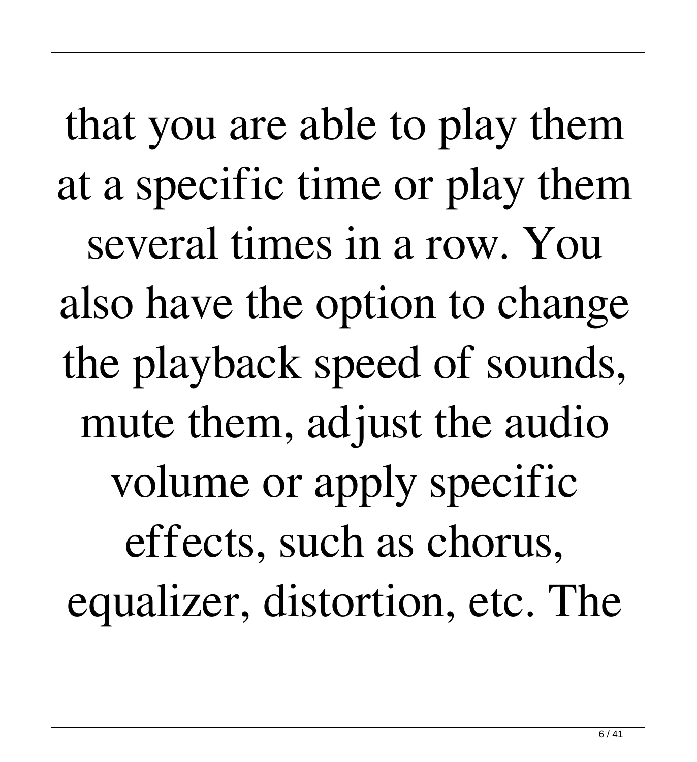that you are able to play them at a specific time or play them several times in a row. You also have the option to change the playback speed of sounds, mute them, adjust the audio volume or apply specific effects, such as chorus, equalizer, distortion, etc. The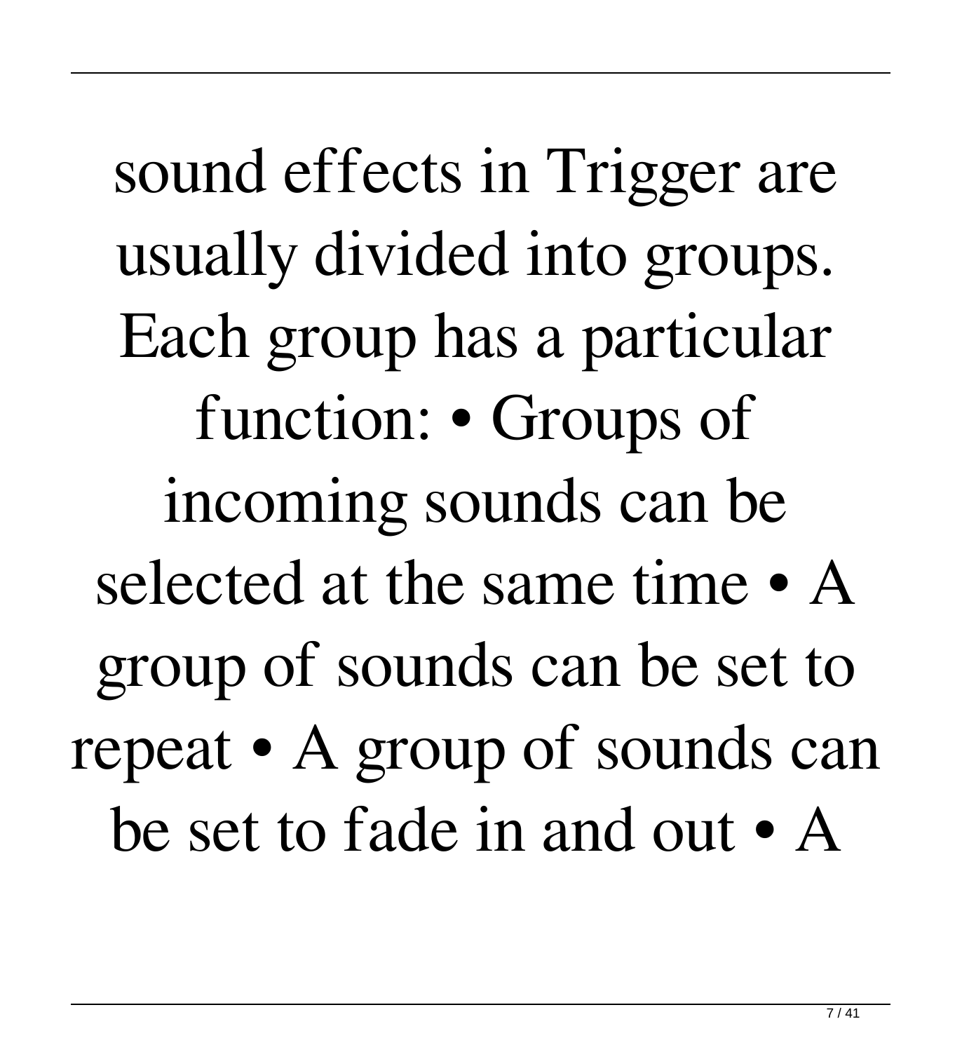sound effects in Trigger are usually divided into groups. Each group has a particular function: • Groups of incoming sounds can be selected at the same time • A group of sounds can be set to repeat • A group of sounds can be set to fade in and out • A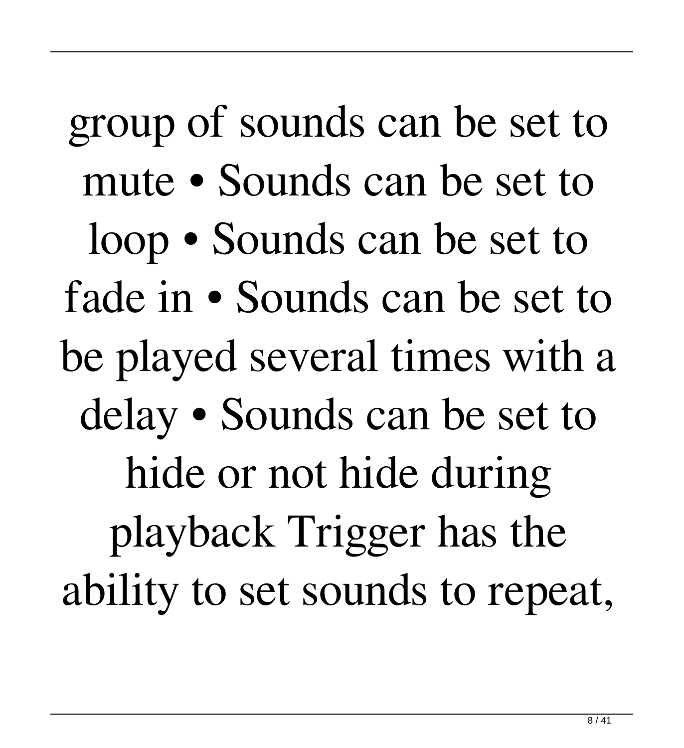group of sounds can be set to mute • Sounds can be set to loop • Sounds can be set to fade in • Sounds can be set to be played several times with a delay • Sounds can be set to hide or not hide during playback Trigger has the ability to set sounds to repeat,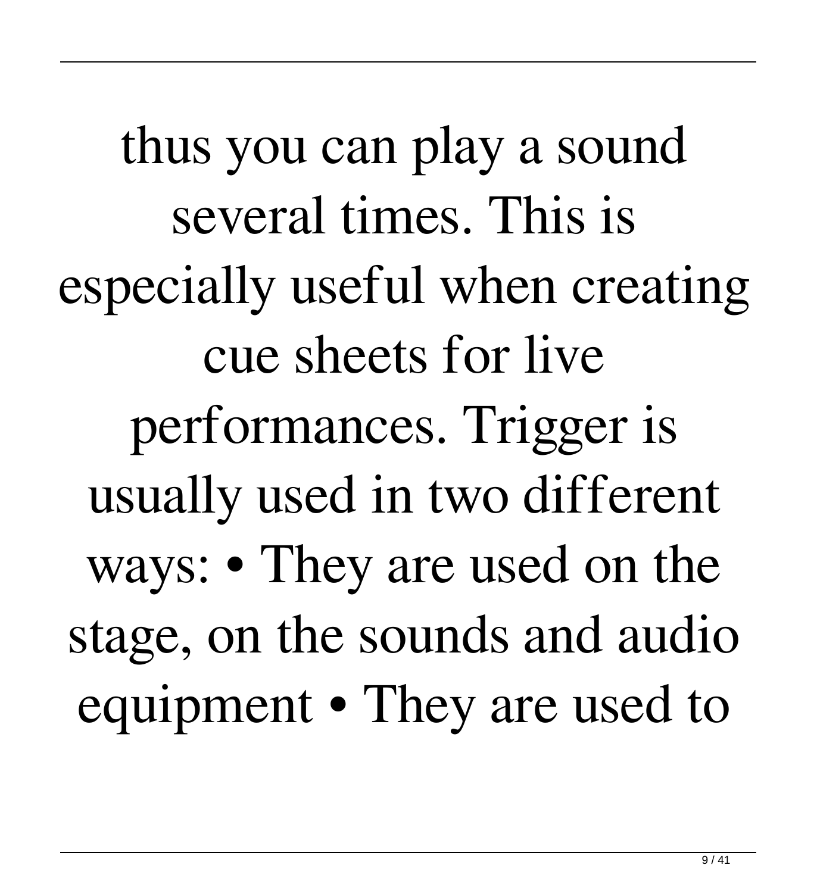thus you can play a sound several times. This is especially useful when creating cue sheets for live performances. Trigger is usually used in two different ways: • They are used on the stage, on the sounds and audio equipment • They are used to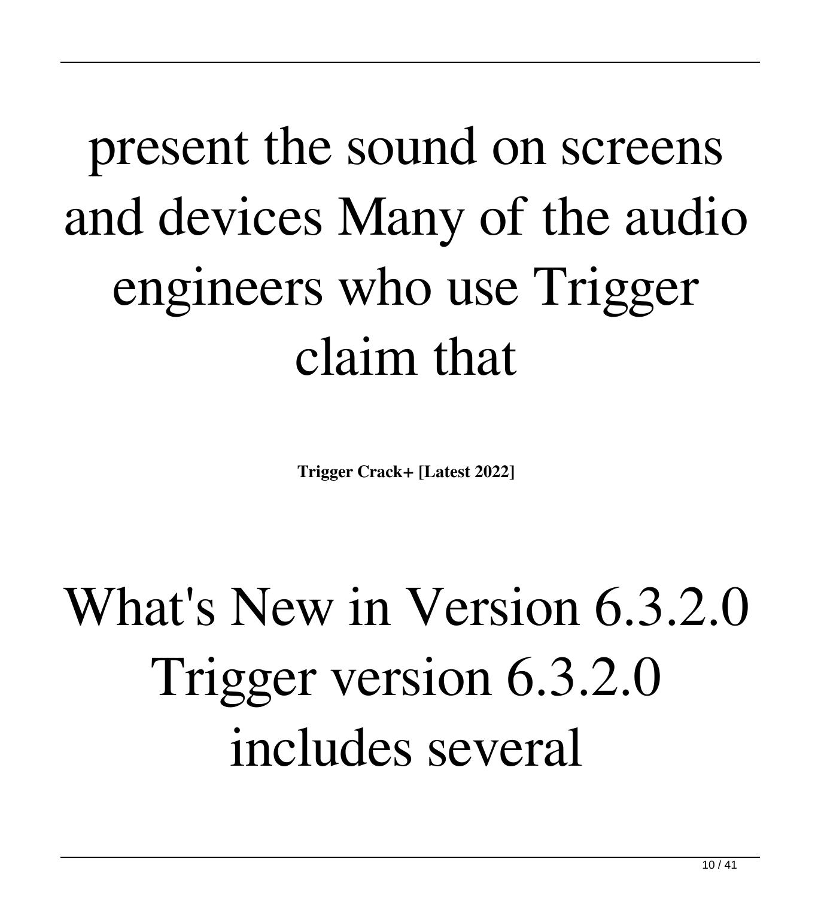# present the sound on screens and devices Many of the audio engineers who use Trigger claim that

**Trigger Crack+ [Latest 2022]**

# What's New in Version 6.3.2.0 Trigger version 6.3.2.0 includes several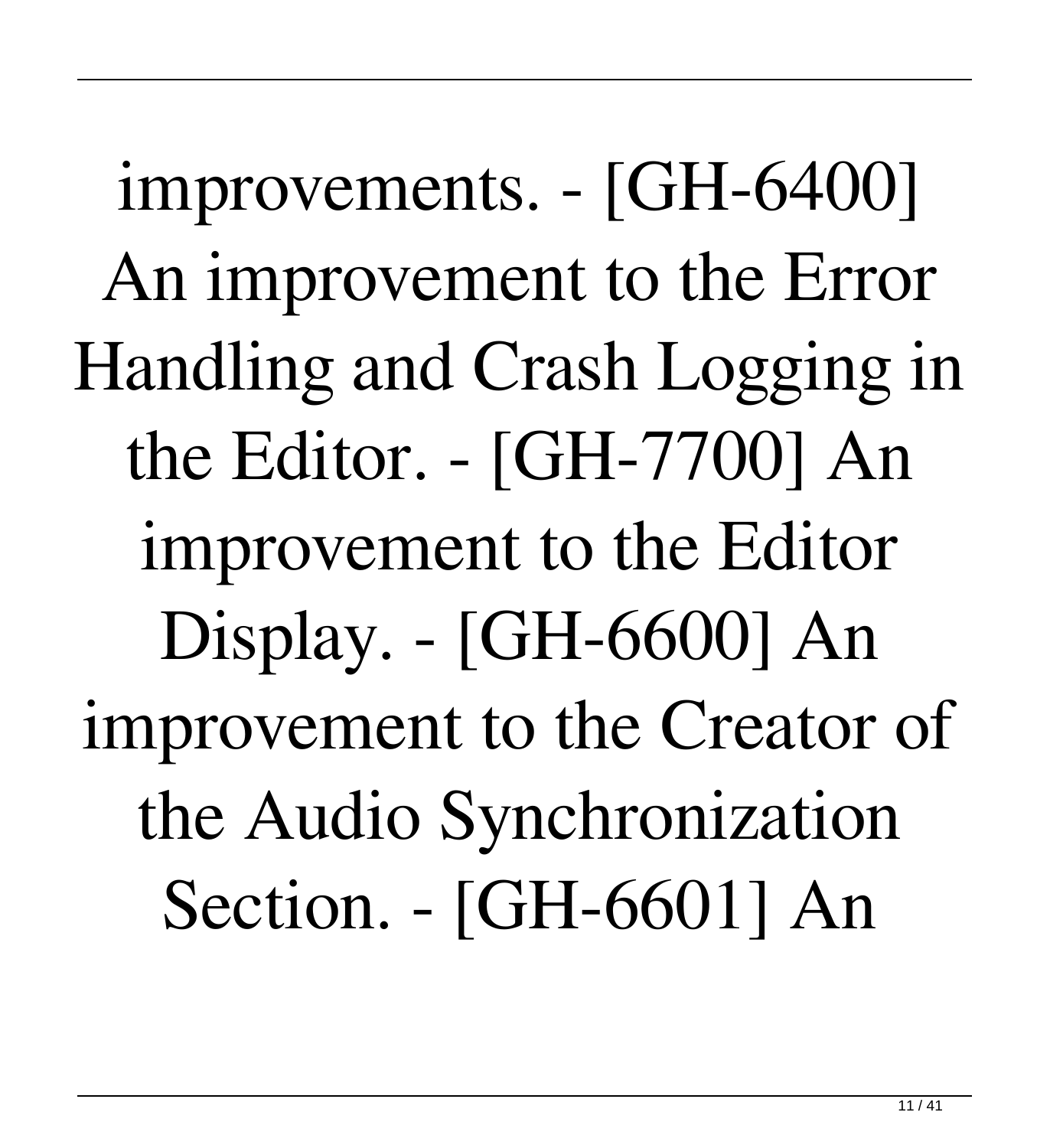improvements. - [GH-6400] An improvement to the Error Handling and Crash Logging in the Editor. - [GH-7700] An improvement to the Editor Display. - [GH-6600] An improvement to the Creator of the Audio Synchronization Section. - [GH-6601] An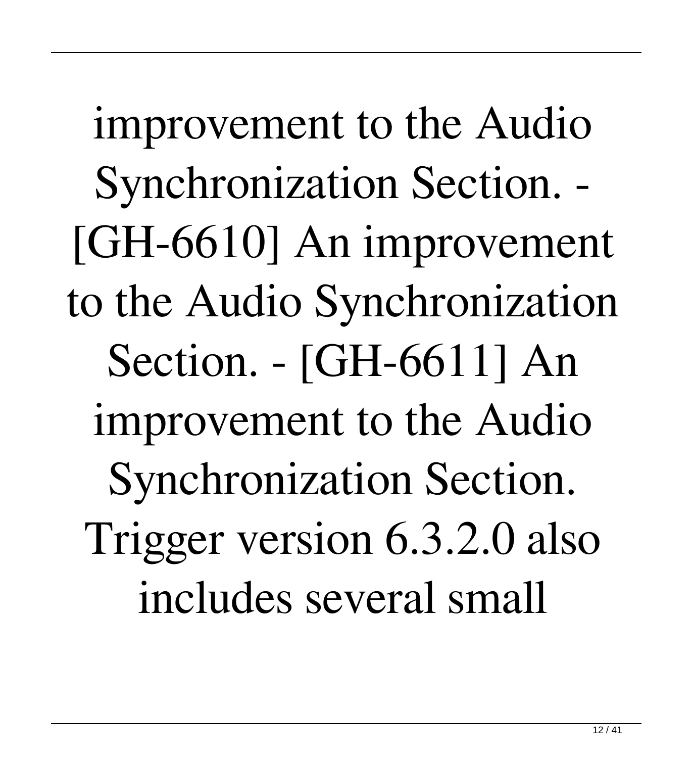improvement to the Audio Synchronization Section. - [GH-6610] An improvement to the Audio Synchronization Section. - [GH-6611] An improvement to the Audio Synchronization Section. Trigger version 6.3.2.0 also includes several small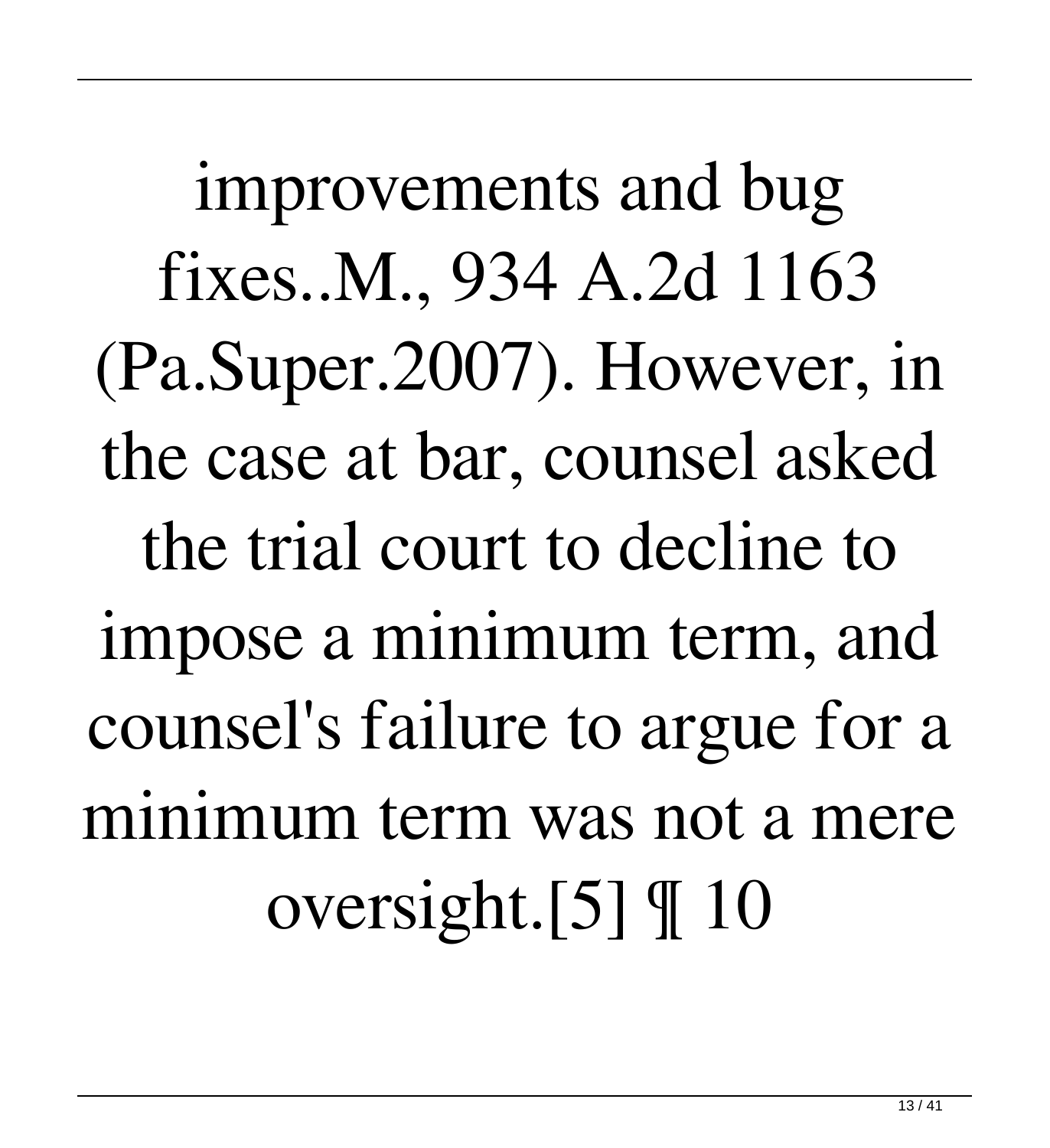improvements and bug fixes..M., 934 A.2d 1163 (Pa.Super.2007). However, in the case at bar, counsel asked the trial court to decline to impose a minimum term, and counsel's failure to argue for a minimum term was not a mere oversight.[5] ¶ 10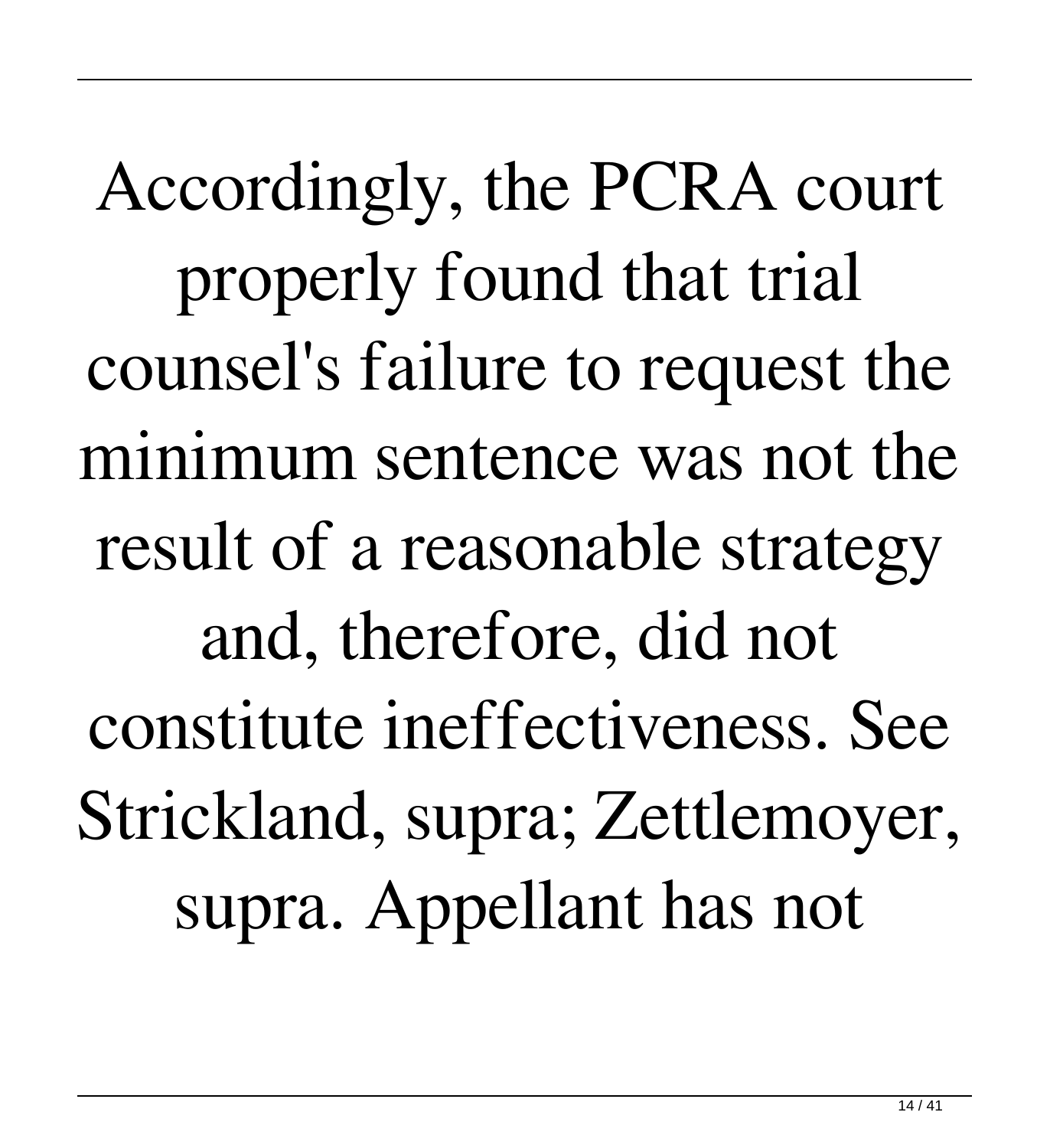Accordingly, the PCRA court properly found that trial counsel's failure to request the minimum sentence was not the result of a reasonable strategy and, therefore, did not constitute ineffectiveness. See Strickland, supra; Zettlemoyer, supra. Appellant has not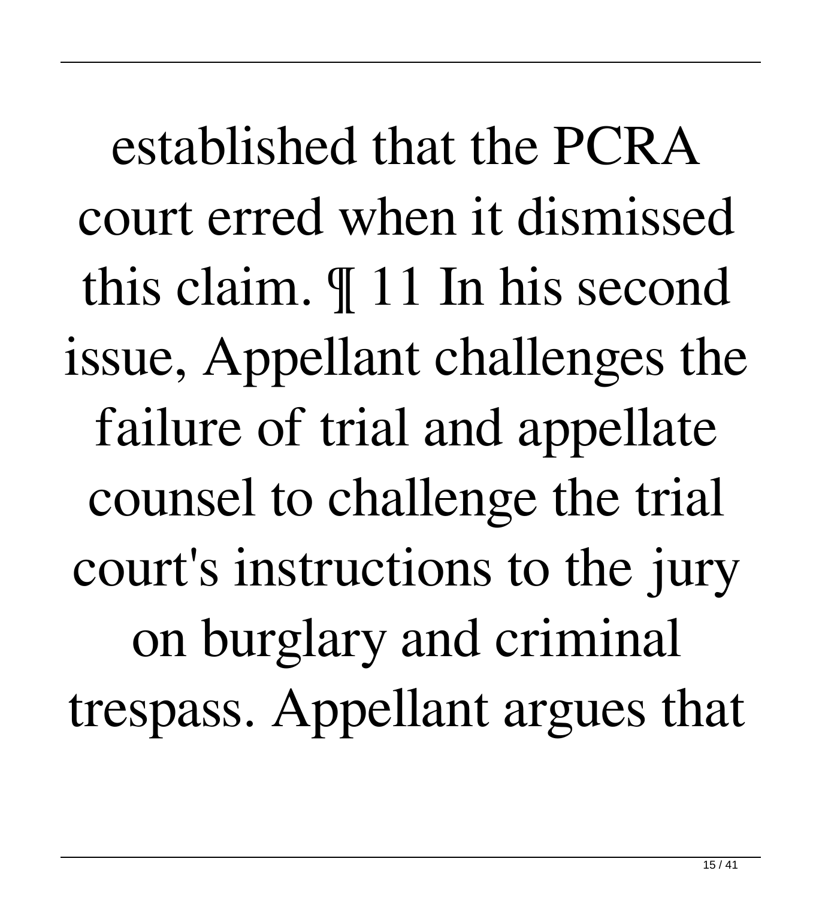established that the PCRA court erred when it dismissed this claim. ¶ 11 In his second issue, Appellant challenges the failure of trial and appellate counsel to challenge the trial court's instructions to the jury on burglary and criminal trespass. Appellant argues that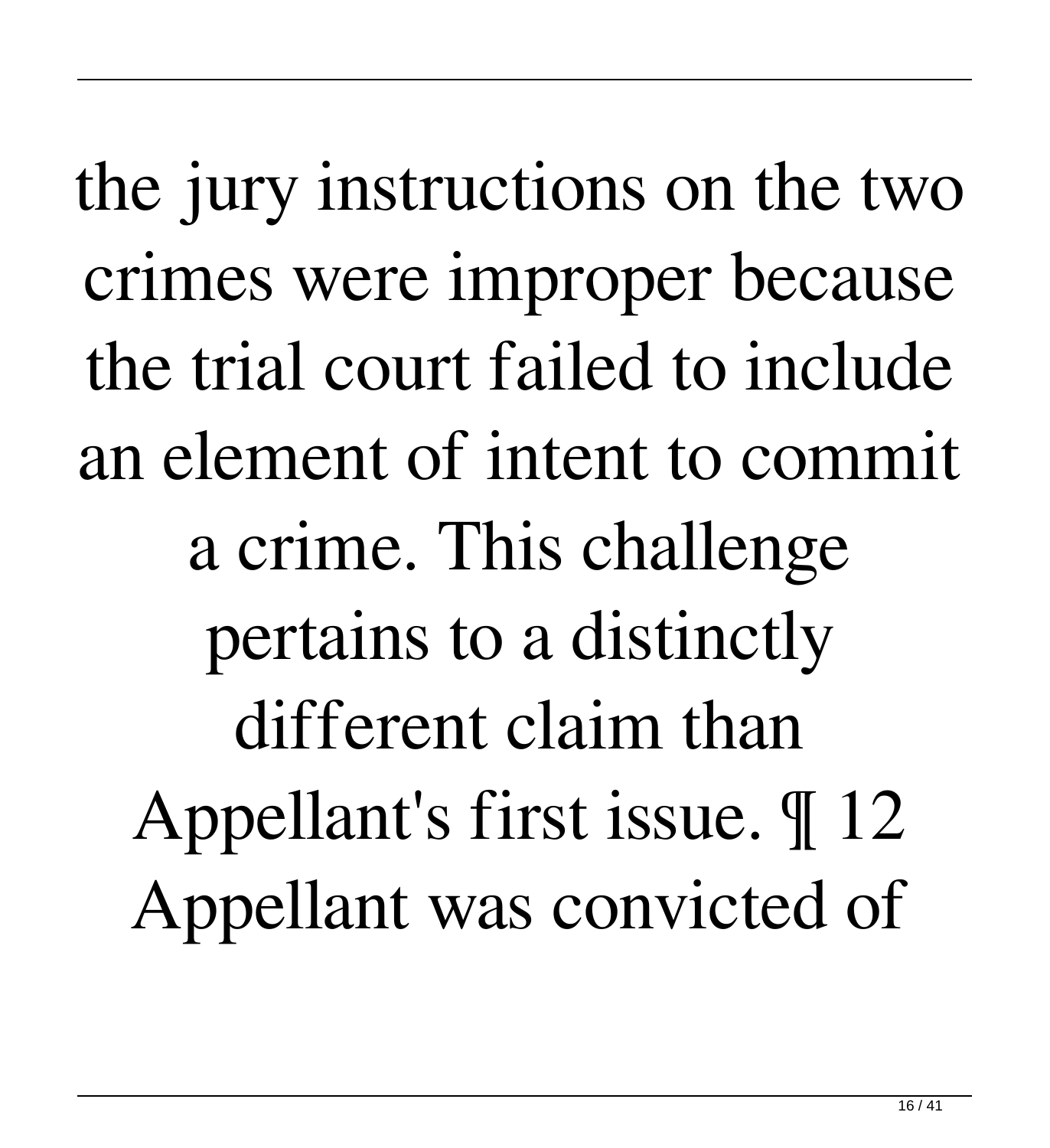the jury instructions on the two crimes were improper because the trial court failed to include an element of intent to commit a crime. This challenge pertains to a distinctly different claim than Appellant's first issue. ¶ 12 Appellant was convicted of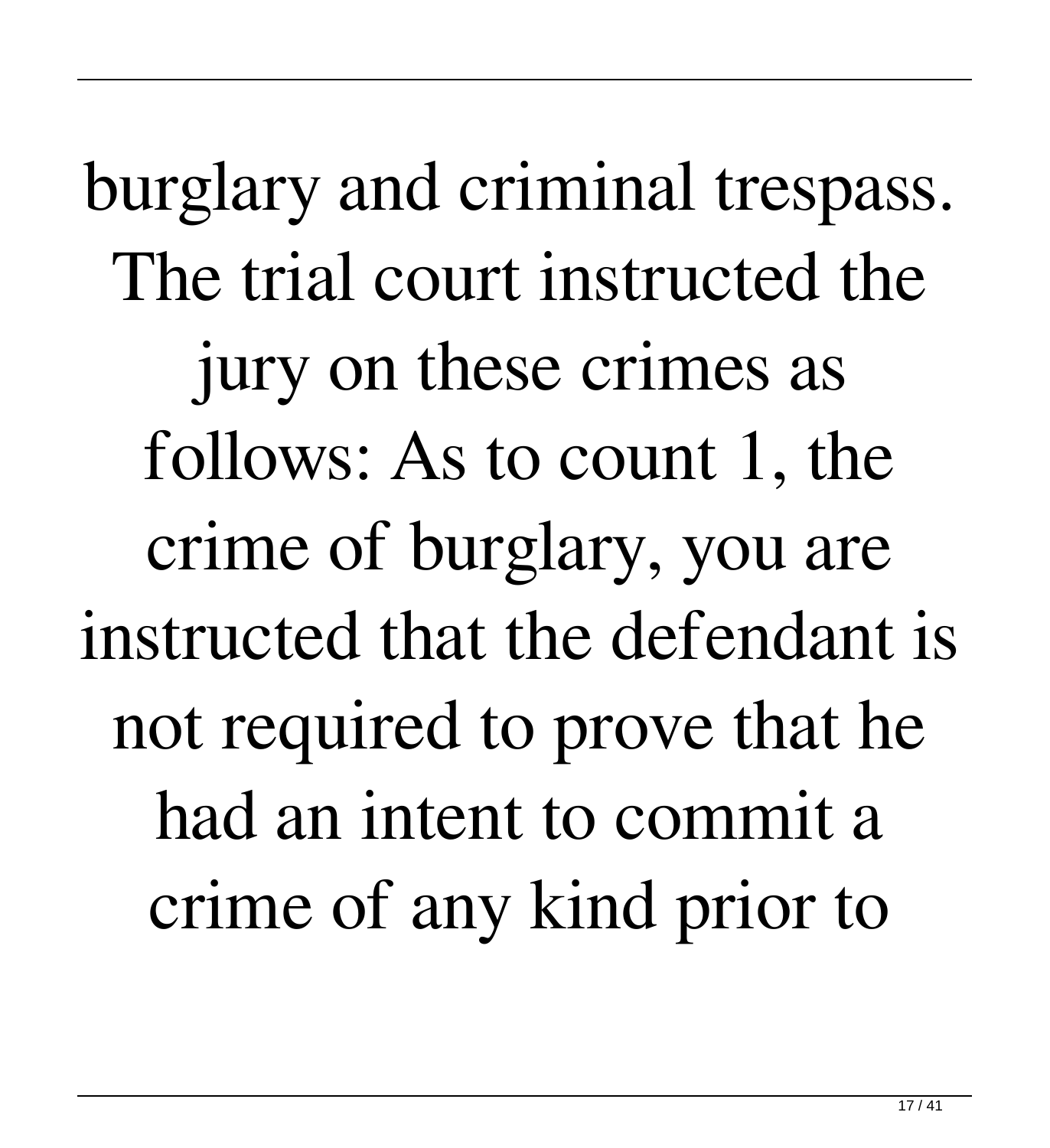burglary and criminal trespass. The trial court instructed the jury on these crimes as follows: As to count 1, the crime of burglary, you are instructed that the defendant is not required to prove that he had an intent to commit a crime of any kind prior to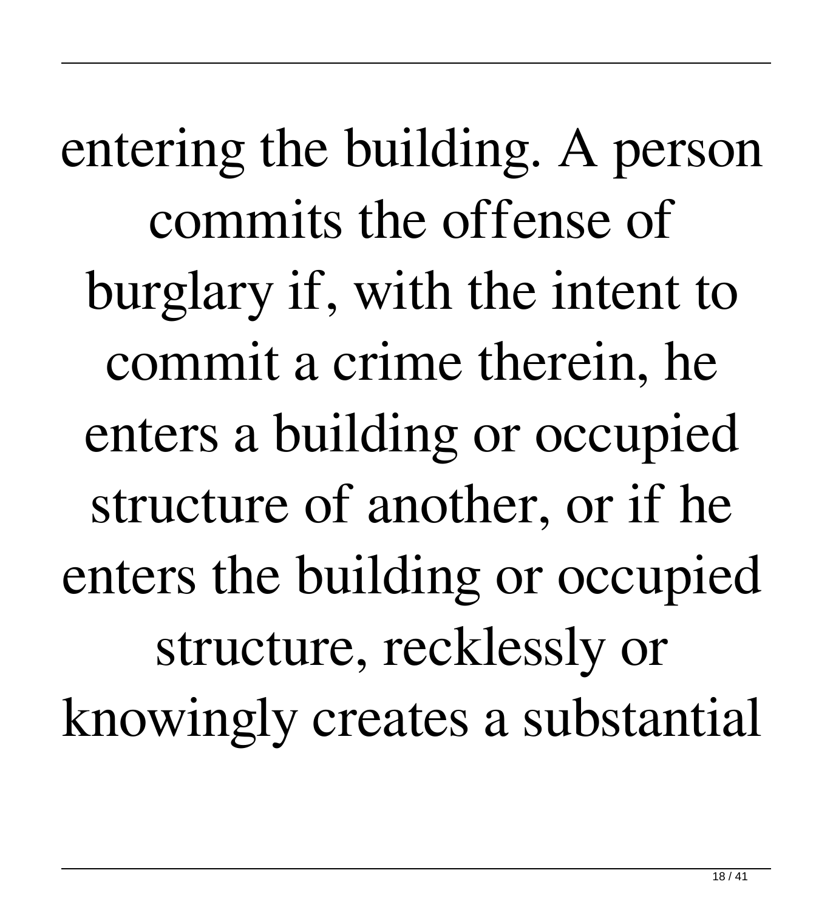entering the building. A person commits the offense of burglary if, with the intent to commit a crime therein, he enters a building or occupied structure of another, or if he enters the building or occupied structure, recklessly or knowingly creates a substantial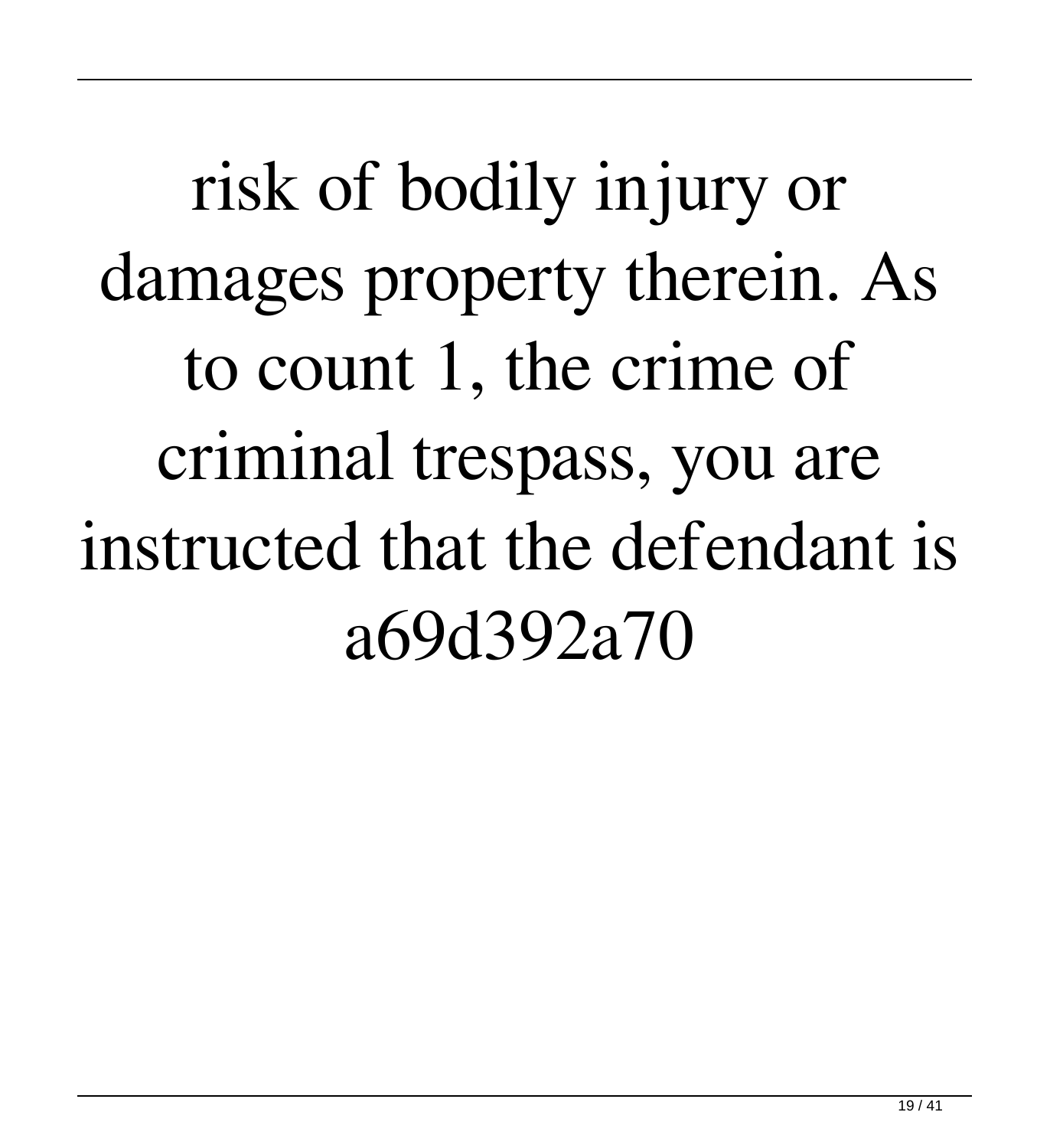risk of bodily injury or damages property therein. As to count 1, the crime of criminal trespass, you are instructed that the defendant is a69d392a70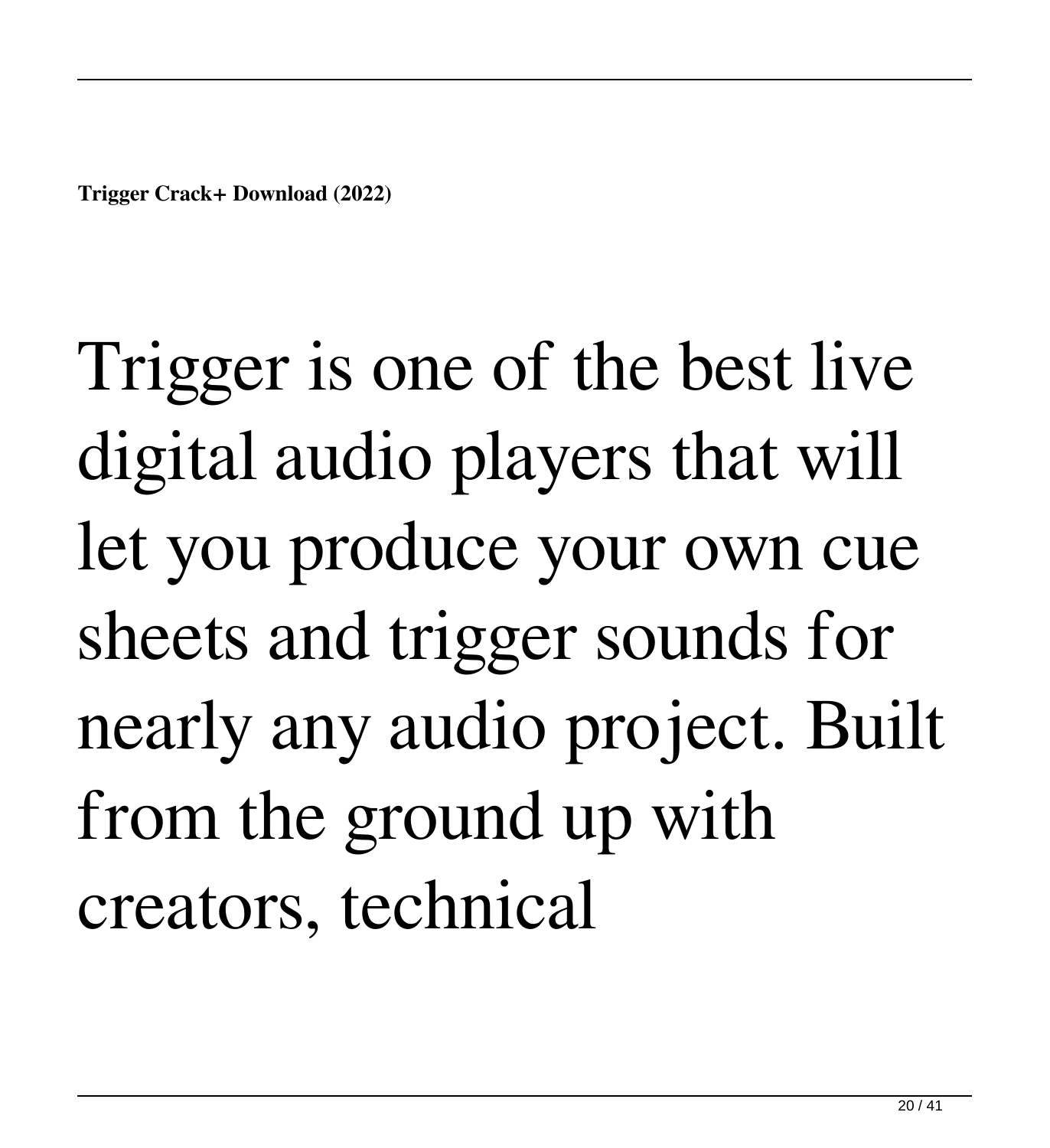**Trigger Crack+ Download (2022)**

# Trigger is one of the best live digital audio players that will let you produce your own cue sheets and trigger sounds for nearly any audio project. Built from the ground up with creators, technical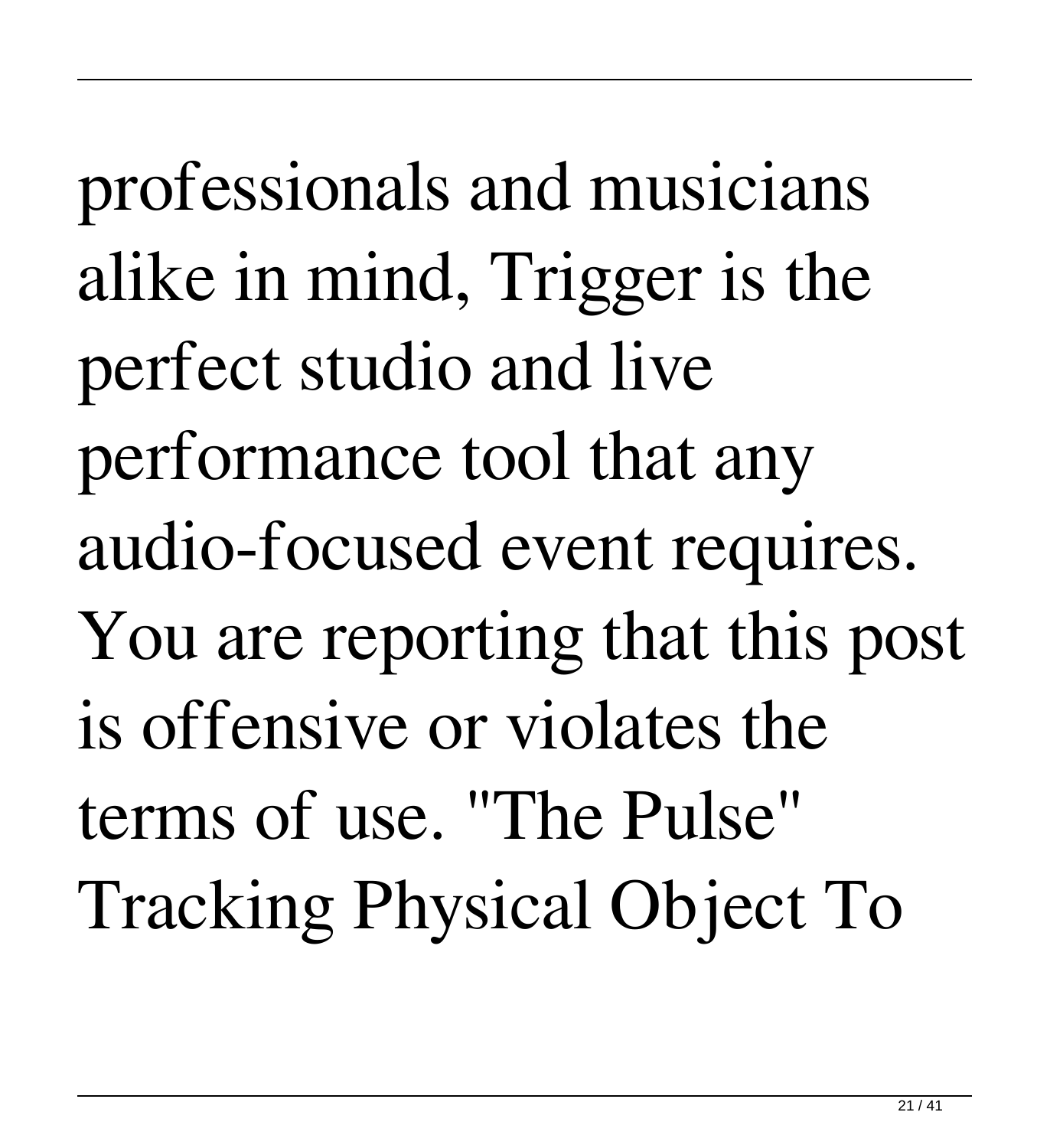professionals and musicians alike in mind, Trigger is the perfect studio and live performance tool that any audio-focused event requires. You are reporting that this post is offensive or violates the terms of use. "The Pulse" Tracking Physical Object To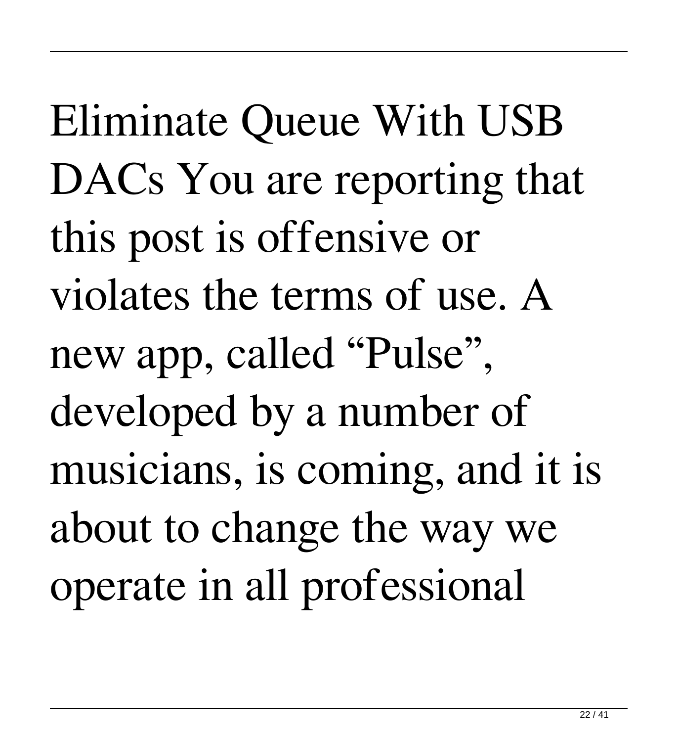Eliminate Queue With USB DACs You are reporting that this post is offensive or violates the terms of use. A new app, called “Pulse”, developed by a number of musicians, is coming, and it is about to change the way we operate in all professional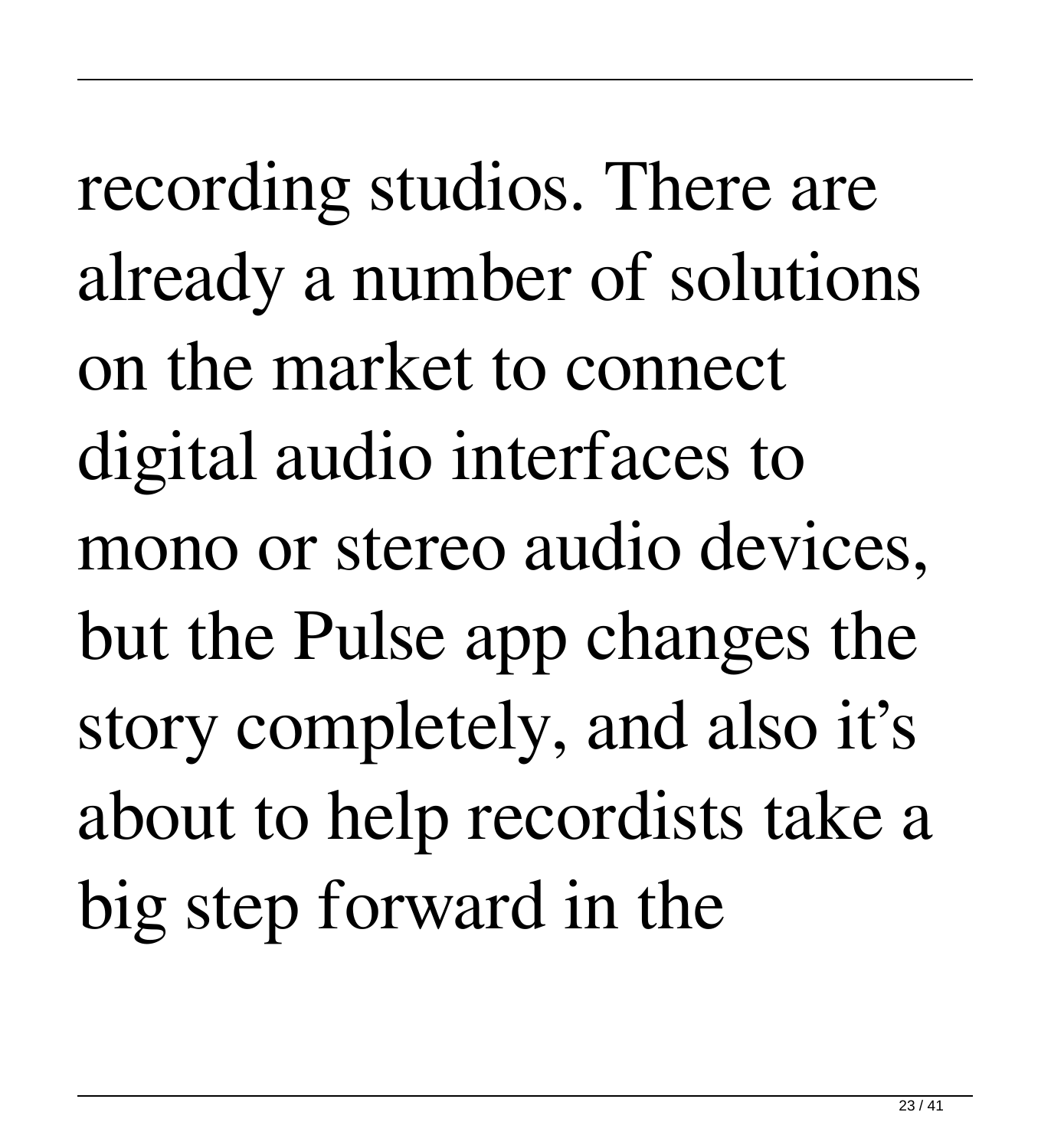recording studios. There are already a number of solutions on the market to connect digital audio interfaces to mono or stereo audio devices, but the Pulse app changes the story completely, and also it’s about to help recordists take a big step forward in the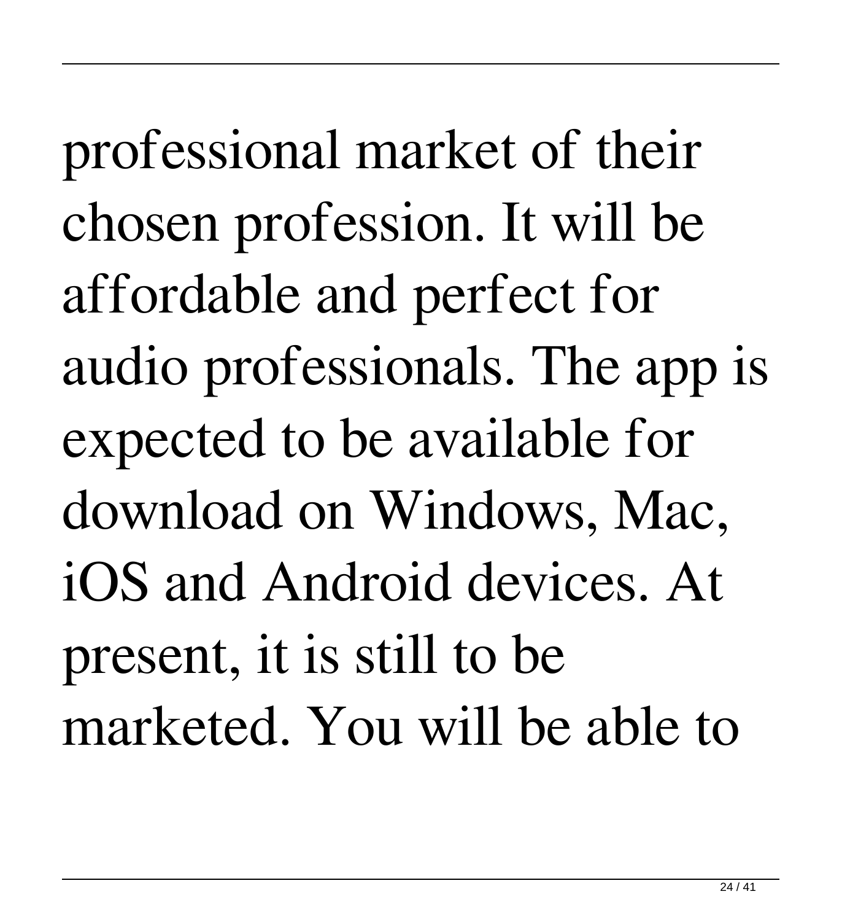professional market of their chosen profession. It will be affordable and perfect for audio professionals. The app is expected to be available for download on Windows, Mac, iOS and Android devices. At present, it is still to be marketed. You will be able to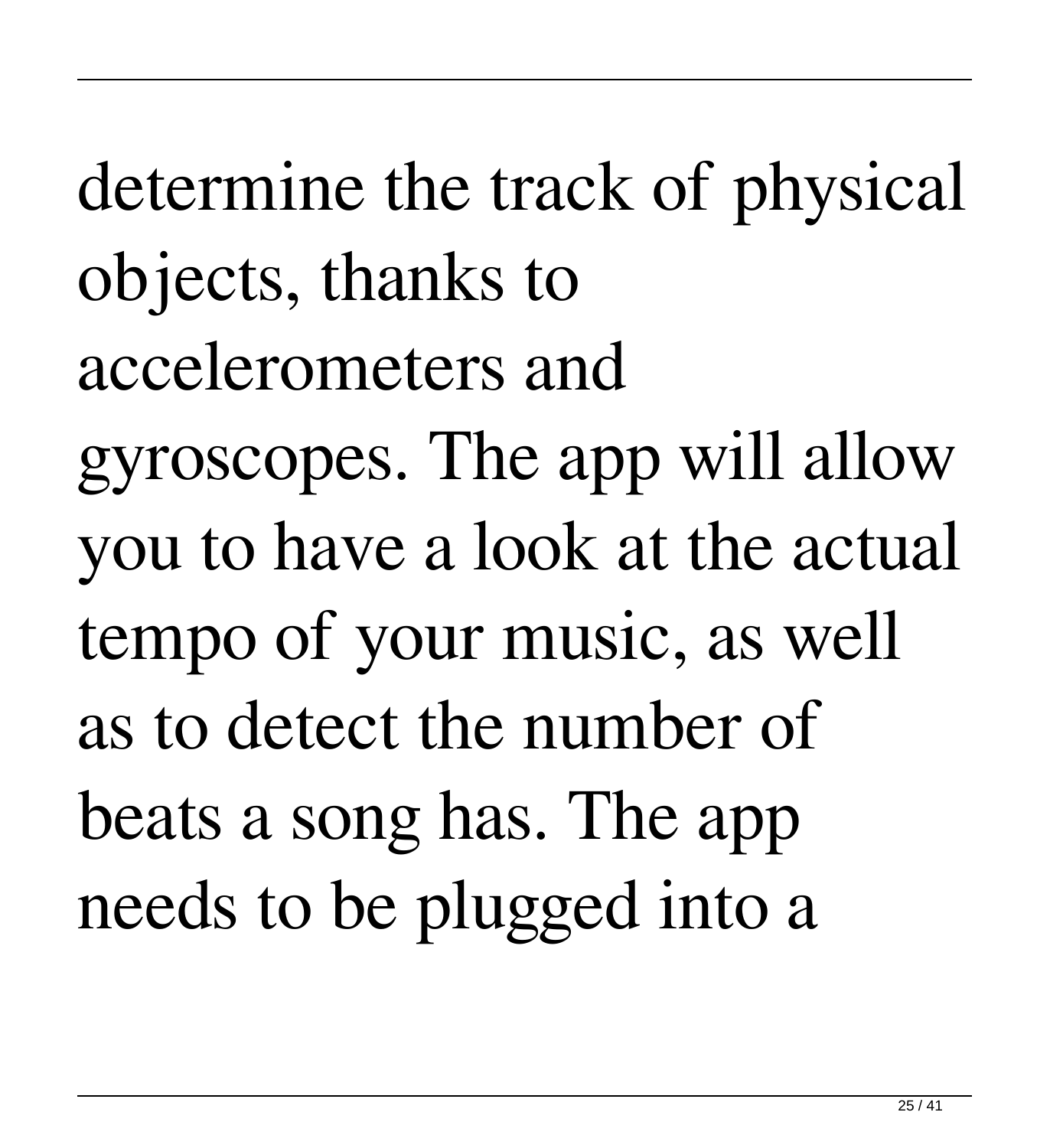determine the track of physical objects, thanks to accelerometers and gyroscopes. The app will allow you to have a look at the actual tempo of your music, as well as to detect the number of beats a song has. The app needs to be plugged into a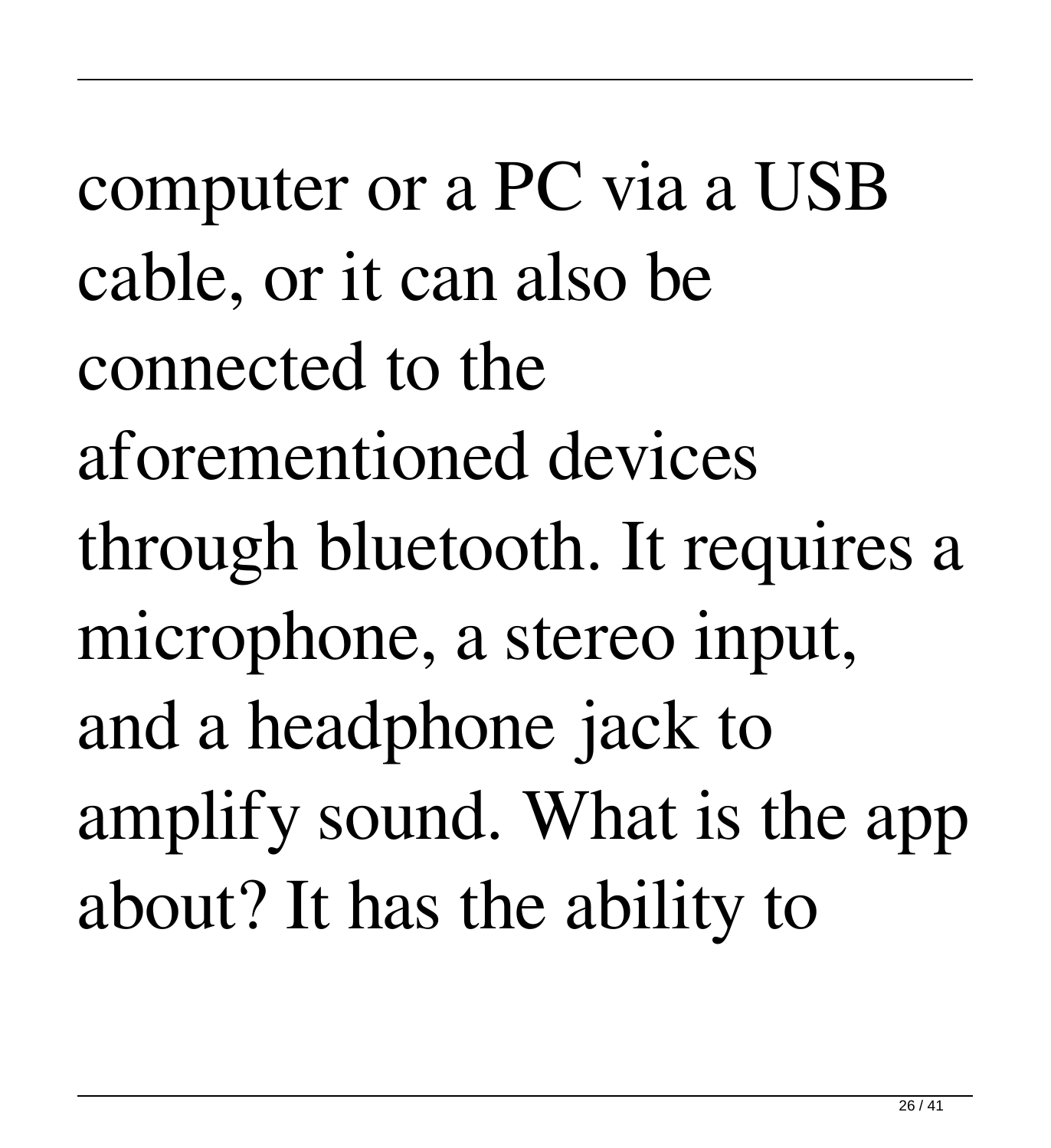computer or a PC via a USB cable, or it can also be connected to the aforementioned devices through bluetooth. It requires a microphone, a stereo input, and a headphone jack to amplify sound. What is the app about? It has the ability to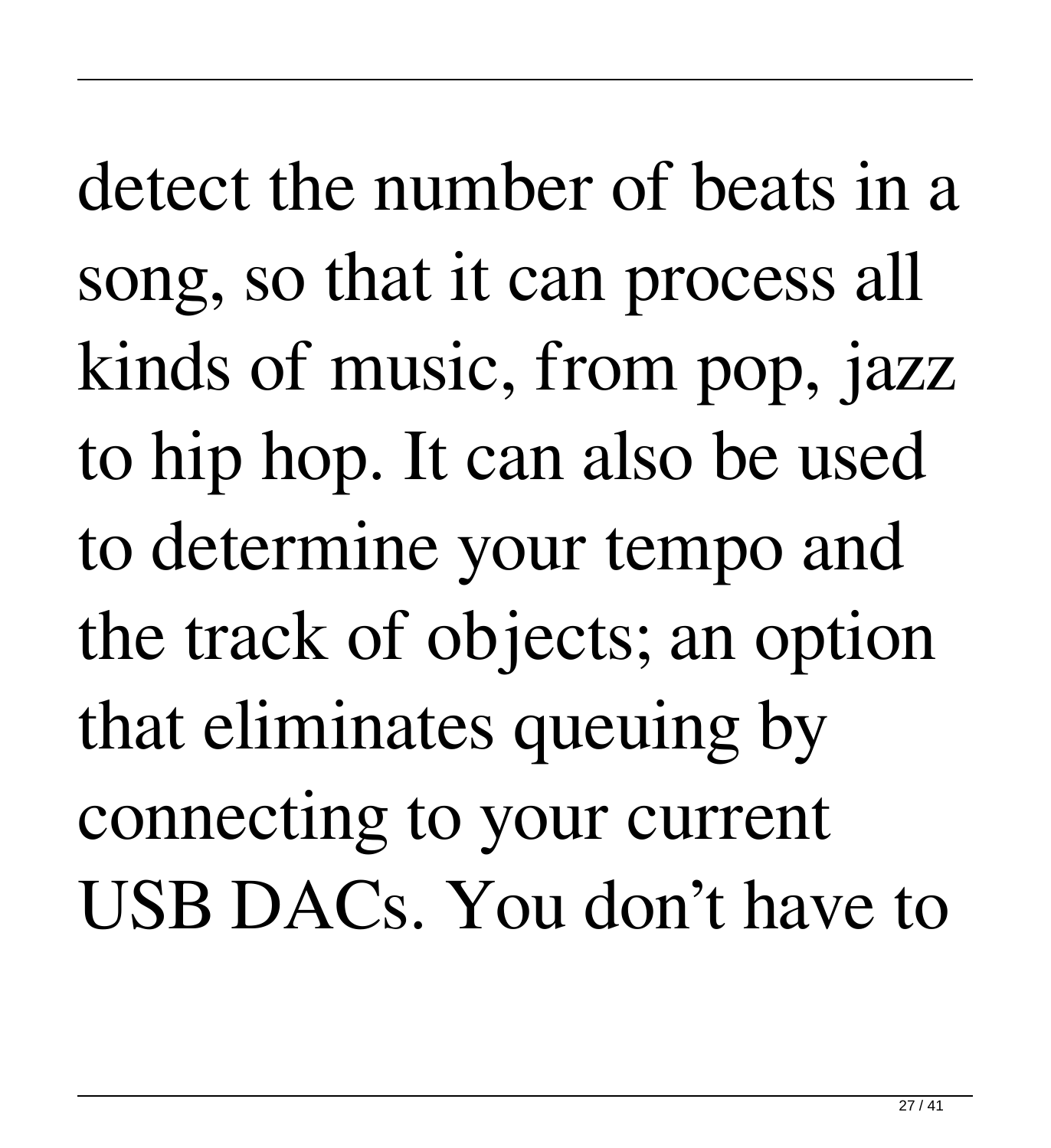detect the number of beats in a song, so that it can process all kinds of music, from pop, jazz to hip hop. It can also be used to determine your tempo and the track of objects; an option that eliminates queuing by connecting to your current USB DACs. You don’t have to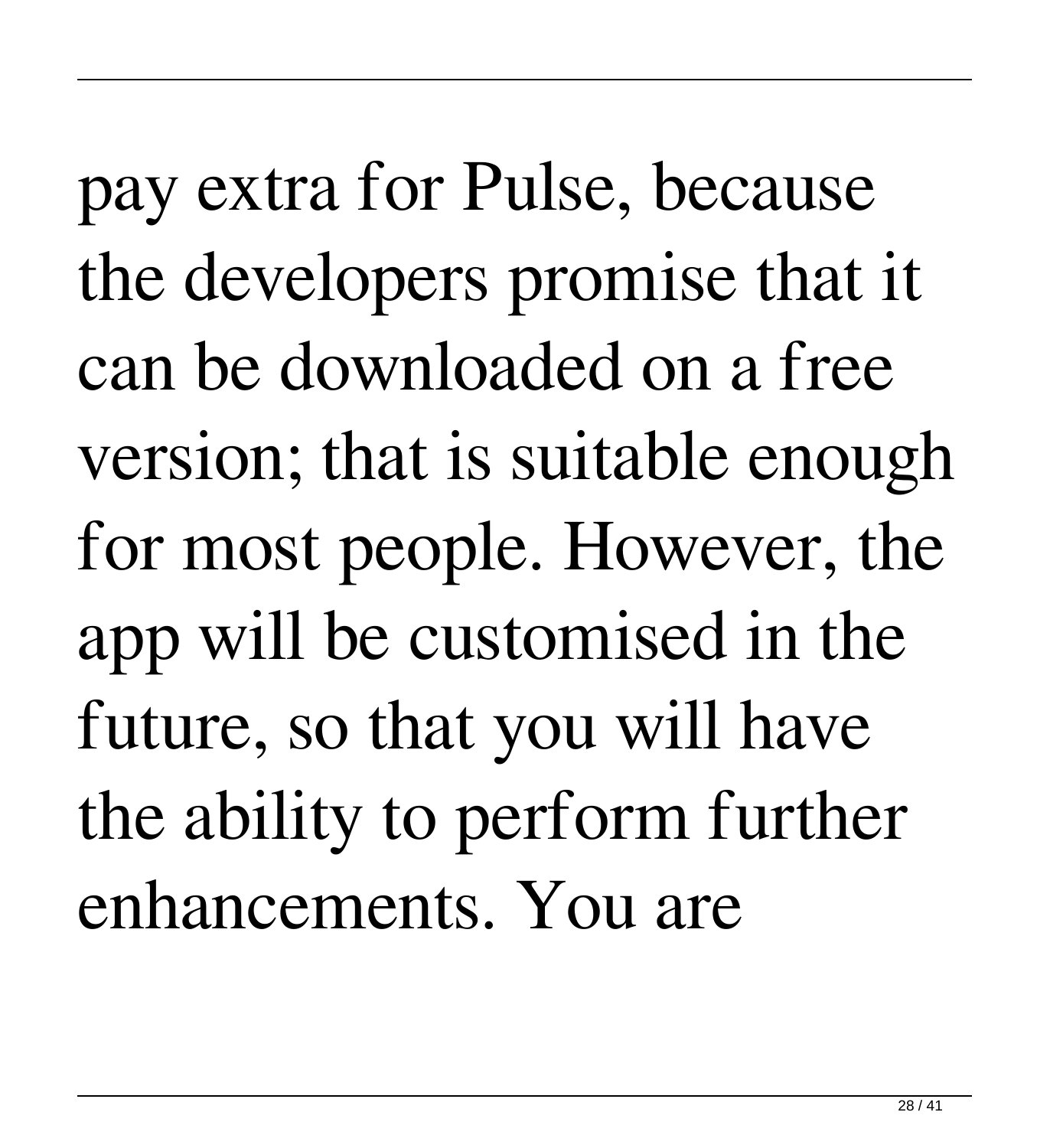pay extra for Pulse, because the developers promise that it can be downloaded on a free version; that is suitable enough for most people. However, the app will be customised in the future, so that you will have the ability to perform further enhancements. You are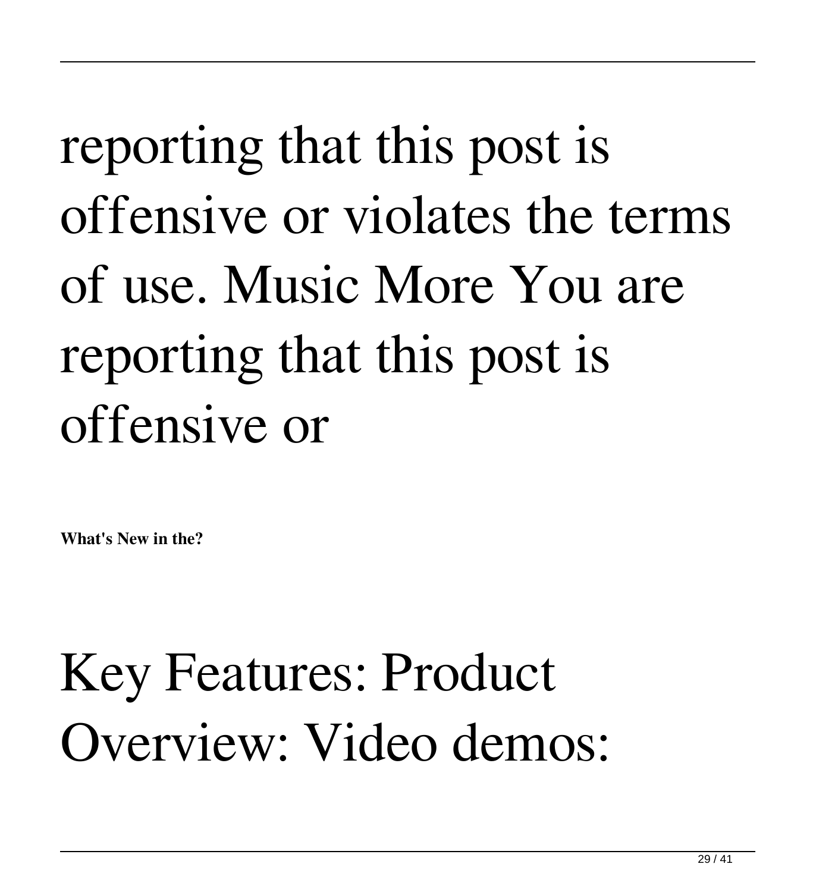reporting that this post is offensive or violates the terms of use. Music More You are reporting that this post is offensive or

**What's New in the?**

Key Features: Product Overview: Video demos: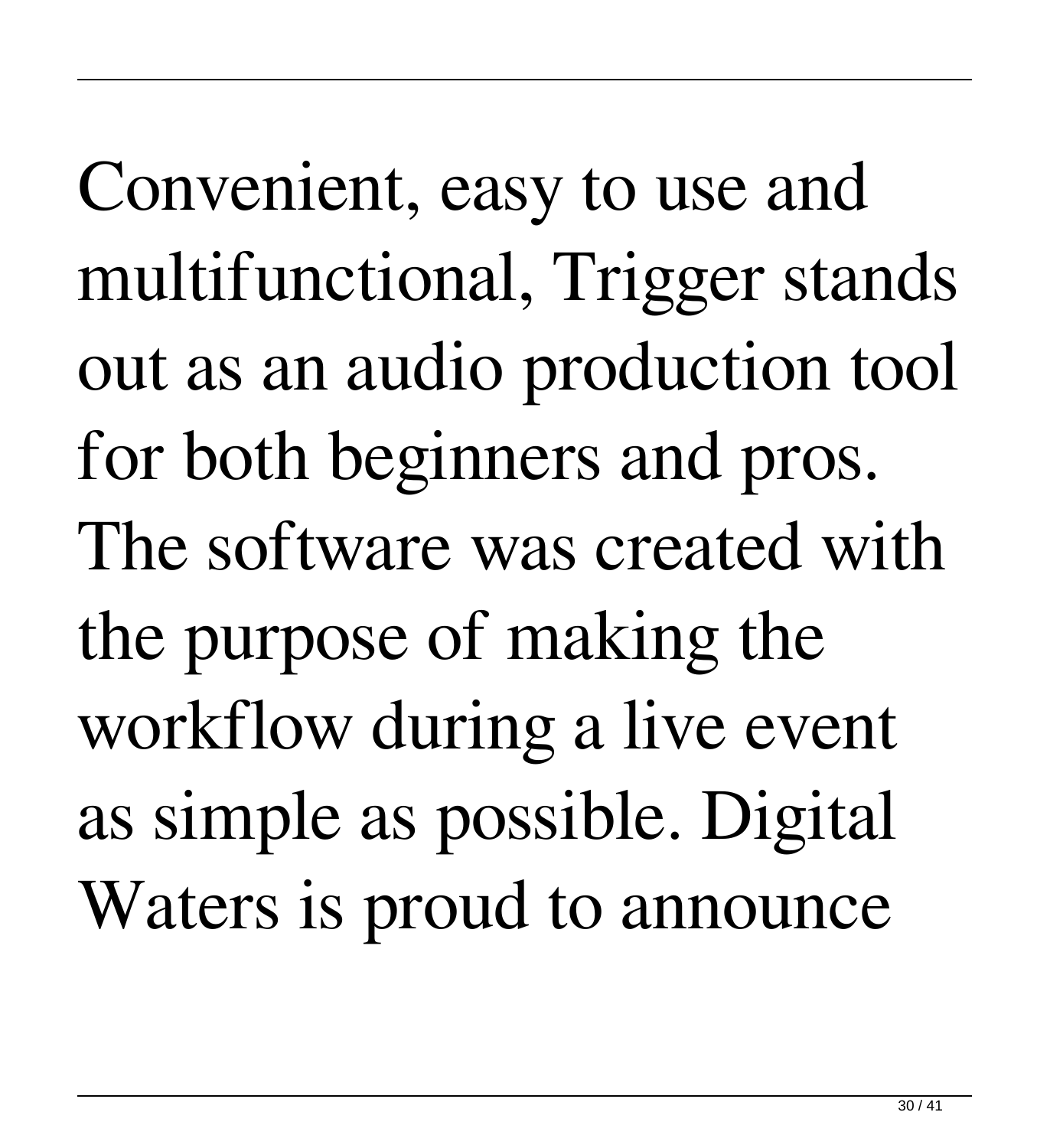Convenient, easy to use and multifunctional, Trigger stands out as an audio production tool for both beginners and pros. The software was created with the purpose of making the workflow during a live event as simple as possible. Digital Waters is proud to announce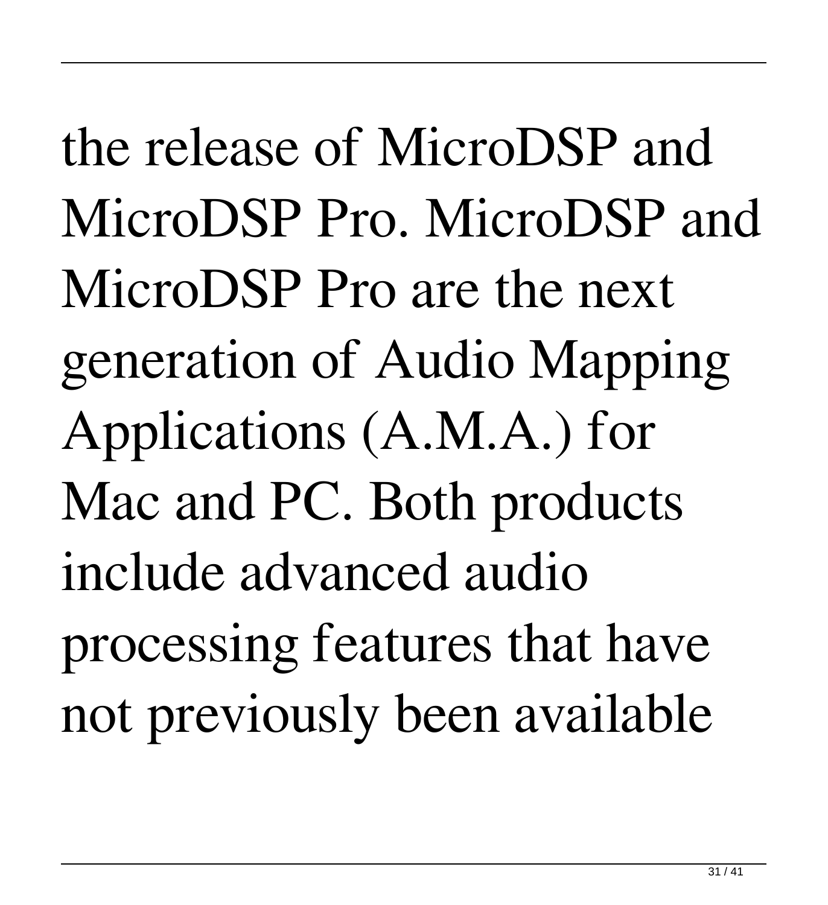the release of MicroDSP and MicroDSP Pro. MicroDSP and MicroDSP Pro are the next generation of Audio Mapping Applications (A.M.A.) for Mac and PC. Both products include advanced audio processing features that have not previously been available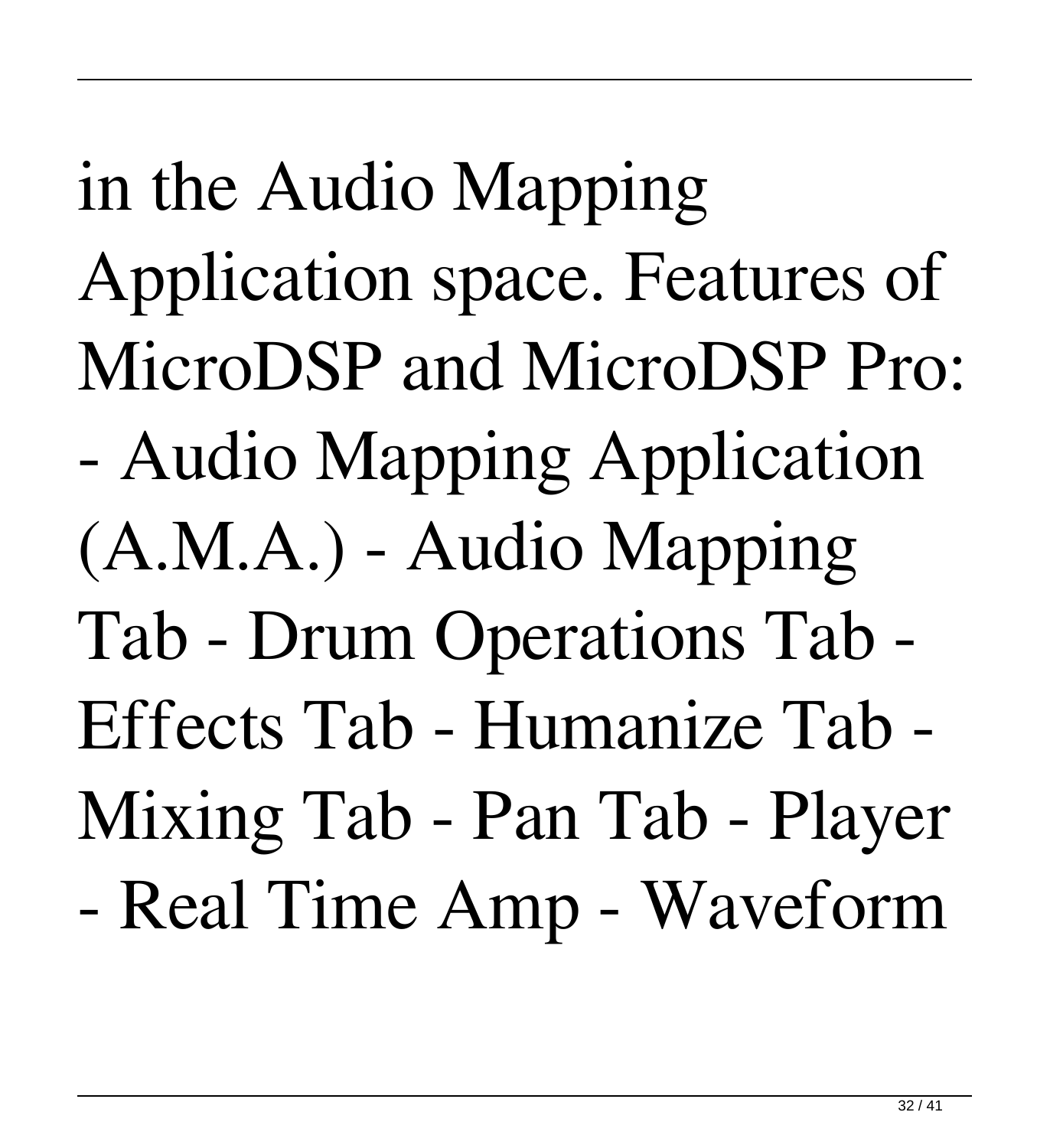in the Audio Mapping Application space. Features of MicroDSP and MicroDSP Pro: - Audio Mapping Application (A.M.A.) - Audio Mapping Tab - Drum Operations Tab - Effects Tab - Humanize Tab - Mixing Tab - Pan Tab - Player - Real Time Amp - Waveform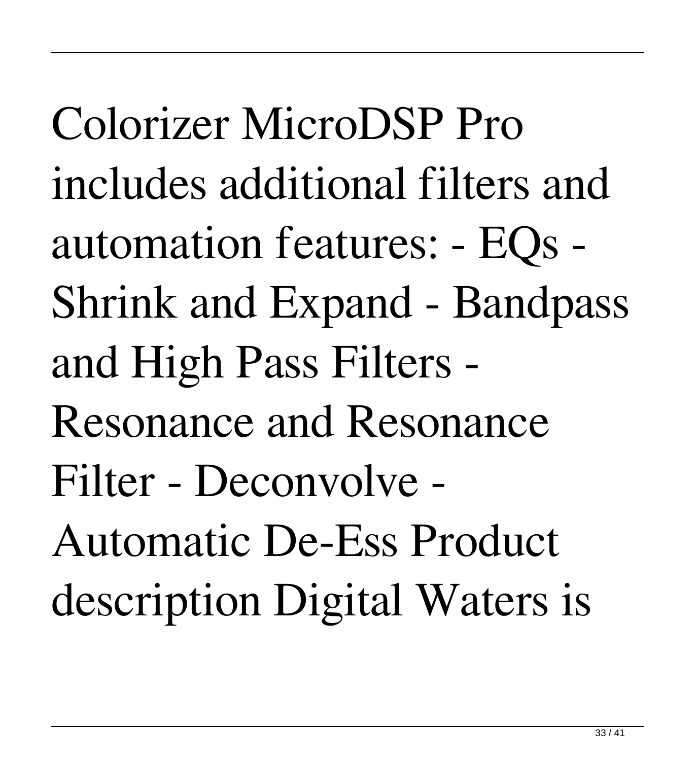Colorizer MicroDSP Pro includes additional filters and automation features: - EQs - Shrink and Expand - Bandpass and High Pass Filters - Resonance and Resonance Filter - Deconvolve - Automatic De-Ess Product description Digital Waters is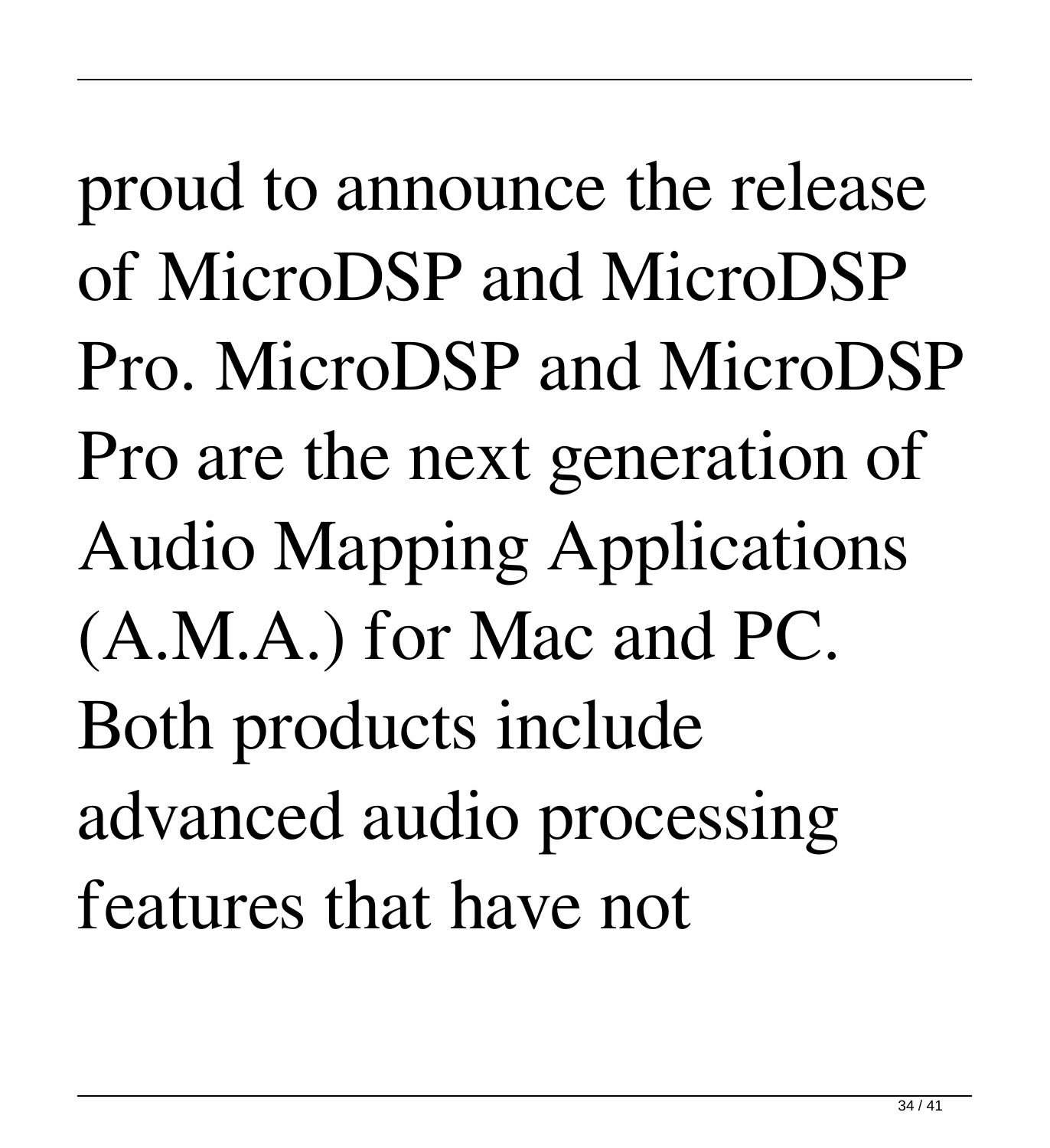proud to announce the release of MicroDSP and MicroDSP Pro. MicroDSP and MicroDSP Pro are the next generation of Audio Mapping Applications (A.M.A.) for Mac and PC. Both products include advanced audio processing features that have not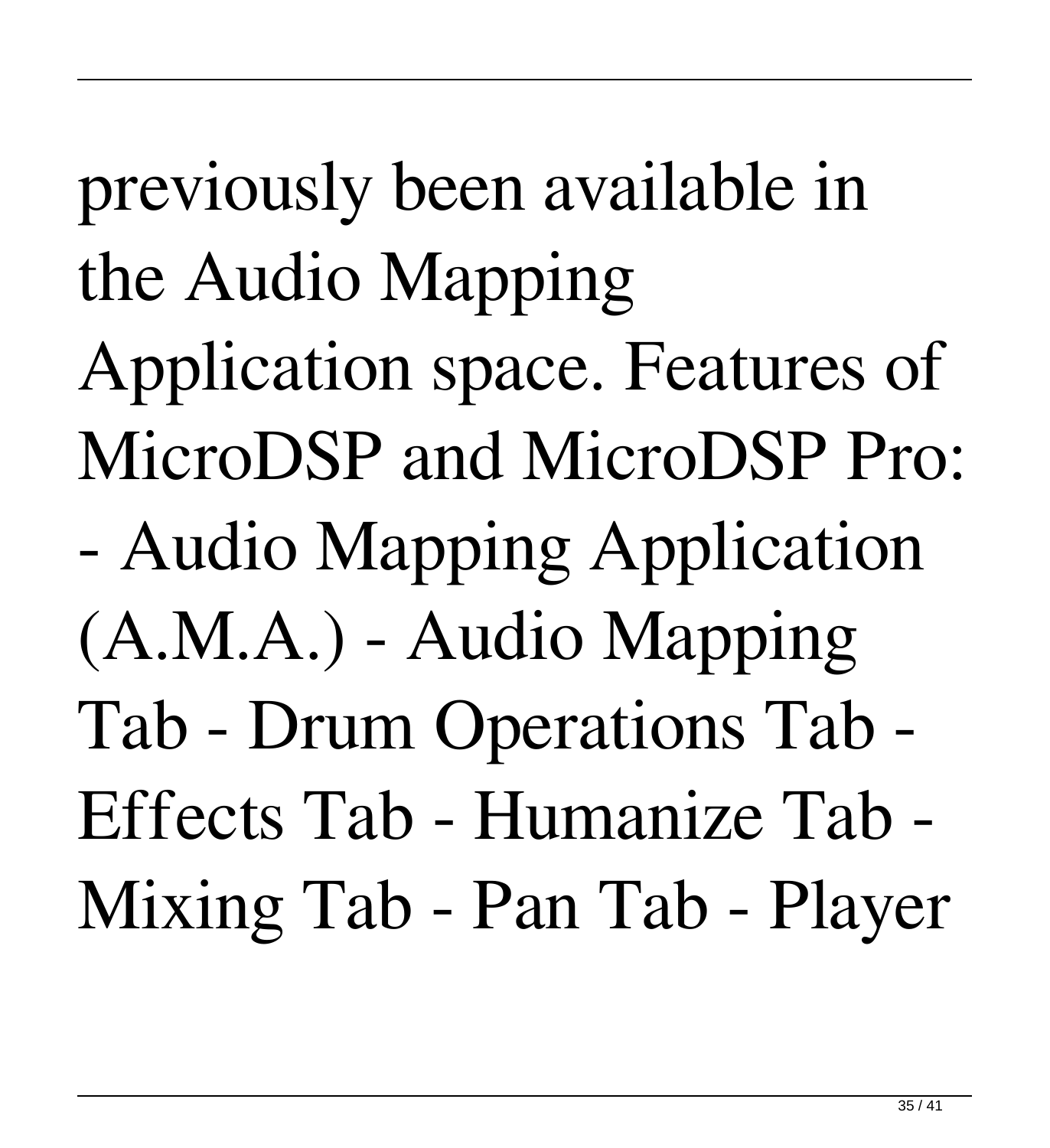previously been available in the Audio Mapping Application space. Features of MicroDSP and MicroDSP Pro: - Audio Mapping Application (A.M.A.) - Audio Mapping Tab - Drum Operations Tab - Effects Tab - Humanize Tab - Mixing Tab - Pan Tab - Player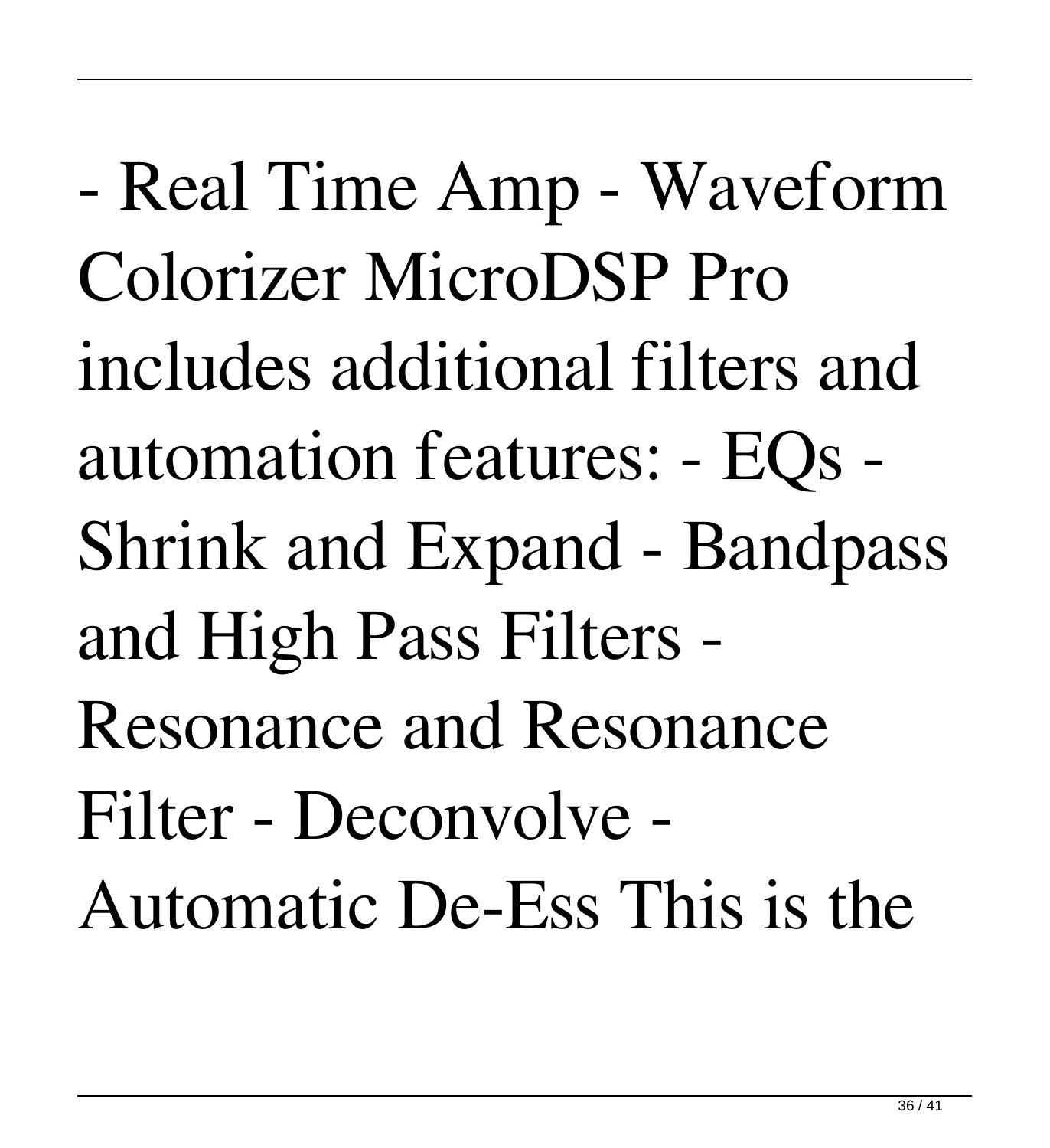- Real Time Amp - Waveform Colorizer MicroDSP Pro includes additional filters and automation features: - EQs - Shrink and Expand - Bandpass and High Pass Filters - Resonance and Resonance Filter - Deconvolve - Automatic De-Ess This is the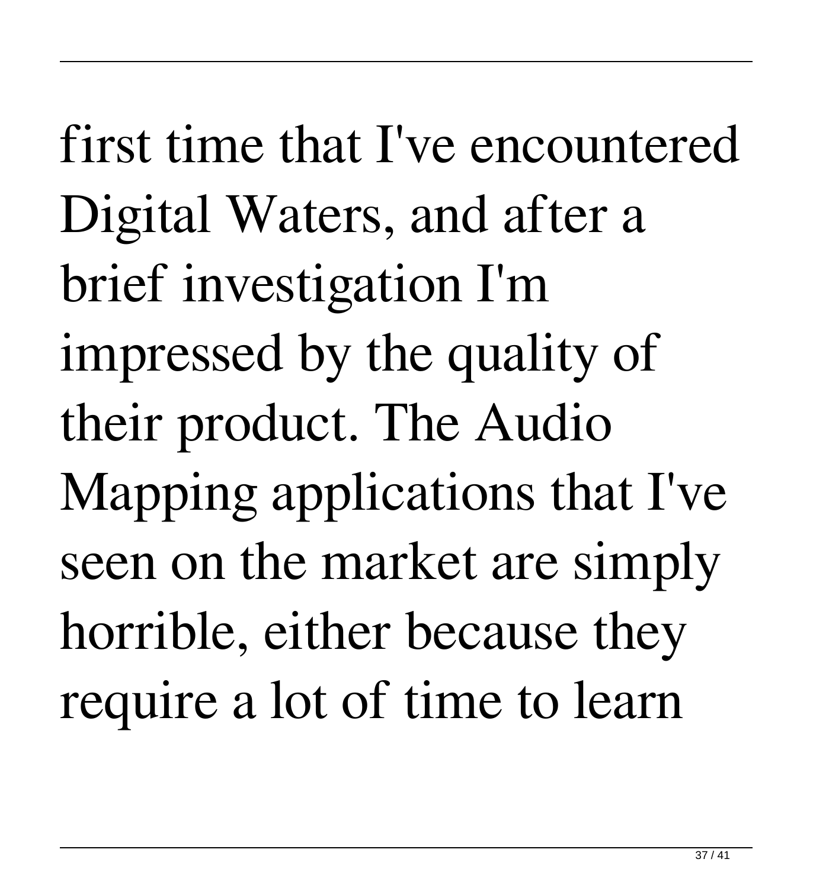first time that I've encountered Digital Waters, and after a brief investigation I'm impressed by the quality of their product. The Audio Mapping applications that I've seen on the market are simply horrible, either because they require a lot of time to learn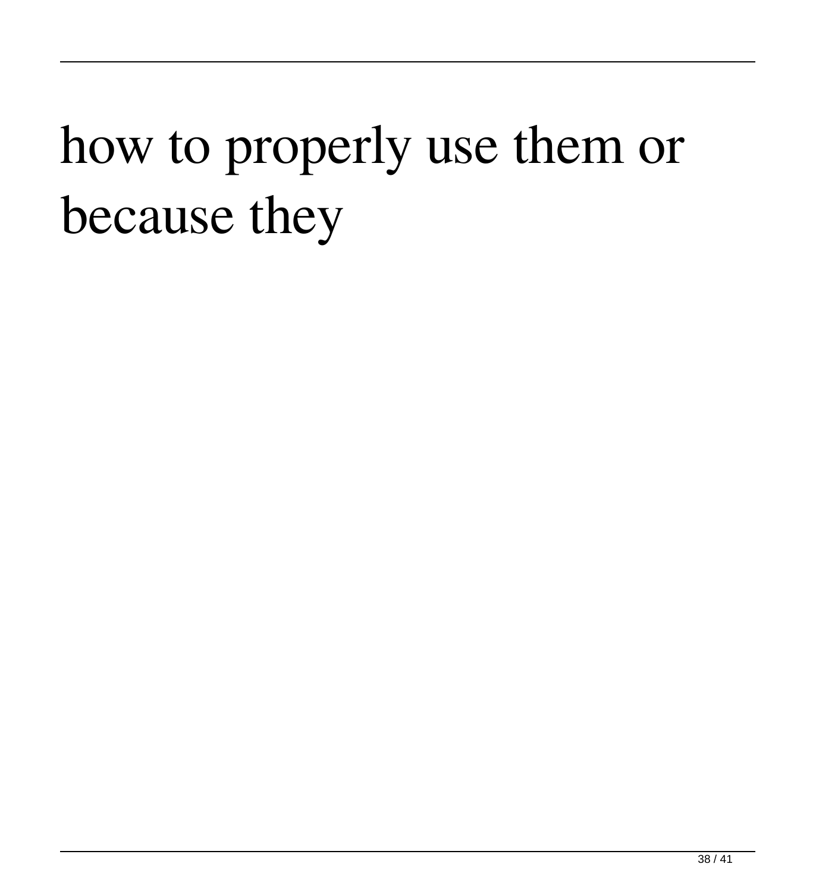how to properly use them or because they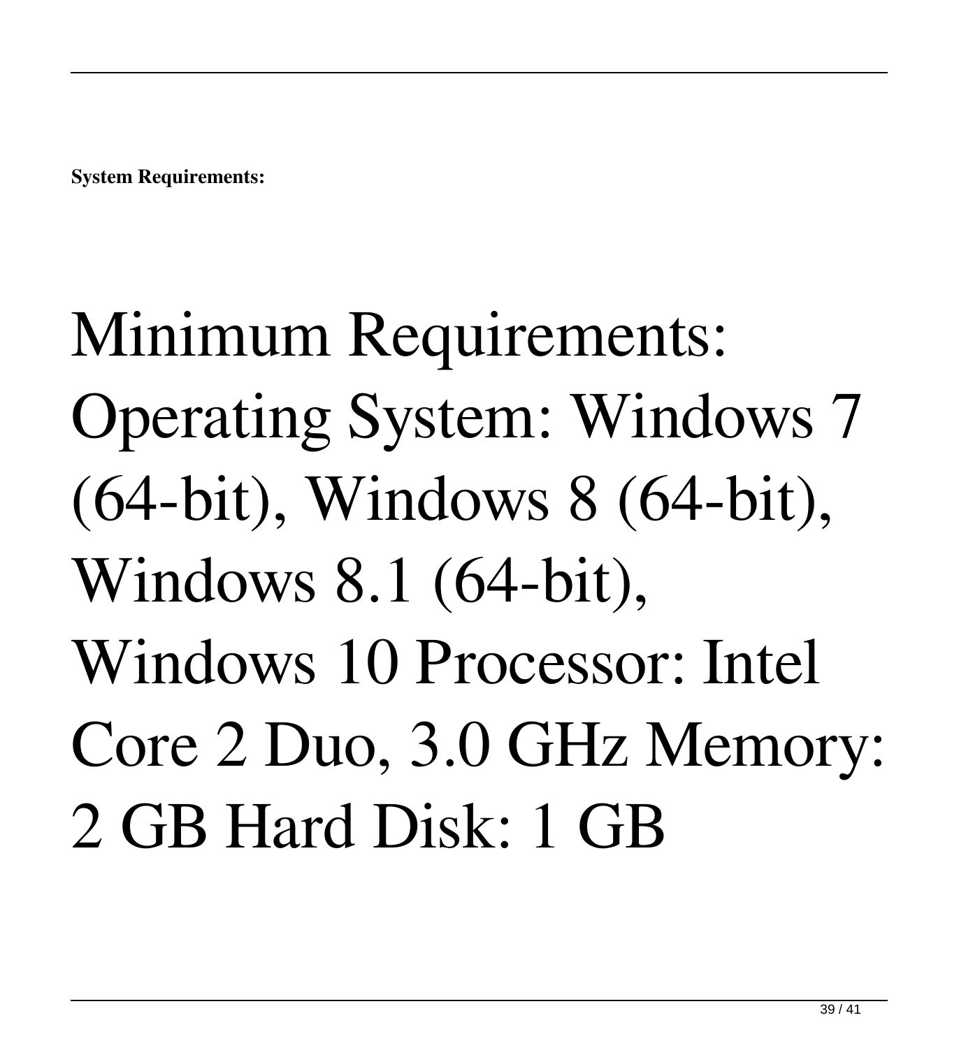**System Requirements:**

Minimum Requirements: Operating System: Windows 7 (64-bit), Windows 8 (64-bit), Windows 8.1 (64-bit), Windows 10 Processor: Intel Core 2 Duo, 3.0 GHz Memory: 2 GB Hard Disk: 1 GB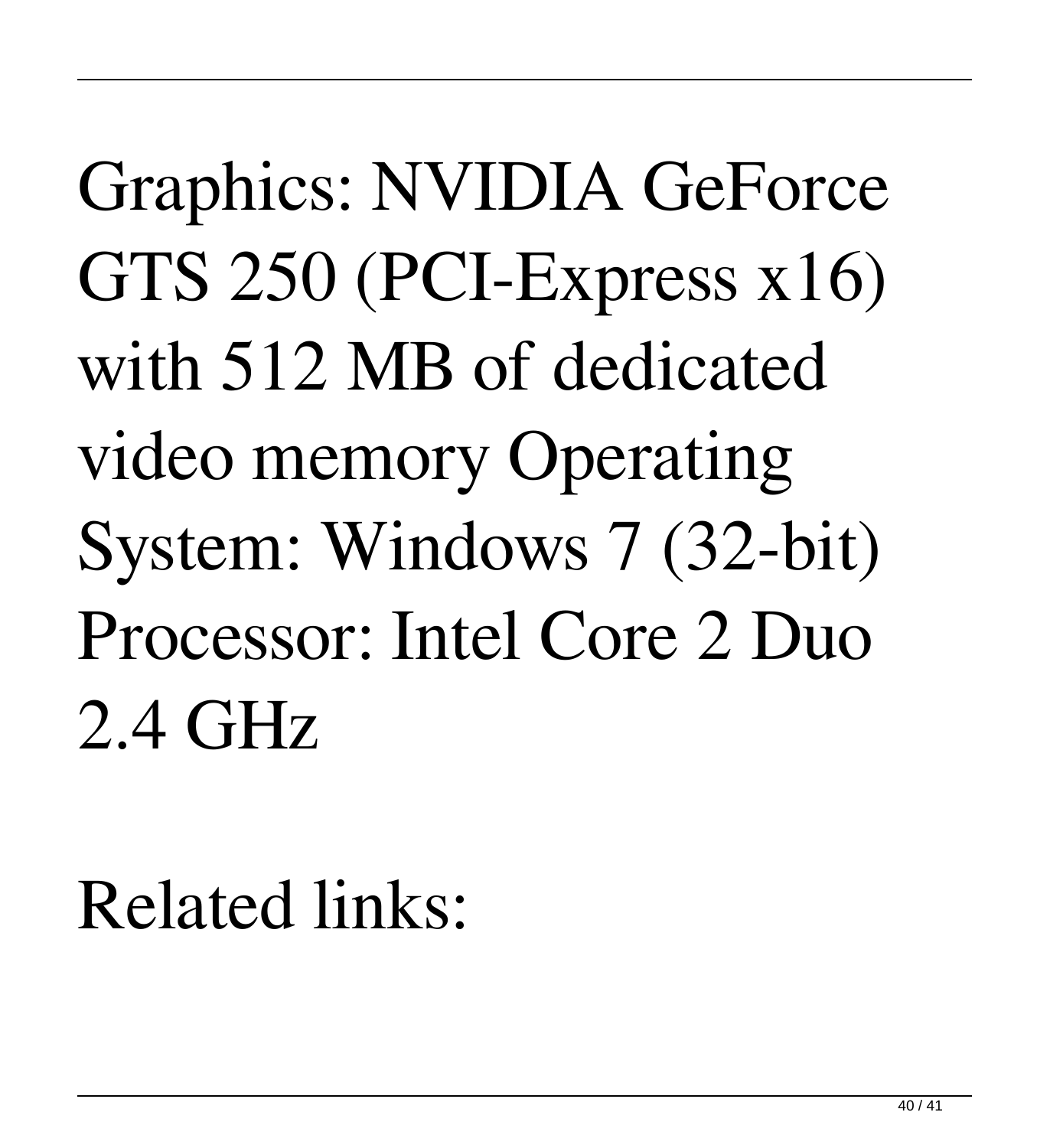Graphics: NVIDIA GeForce GTS 250 (PCI-Express x16) with 512 MB of dedicated video memory Operating System: Windows 7 (32-bit) Processor: Intel Core 2 Duo 2.4 GHz

Related links: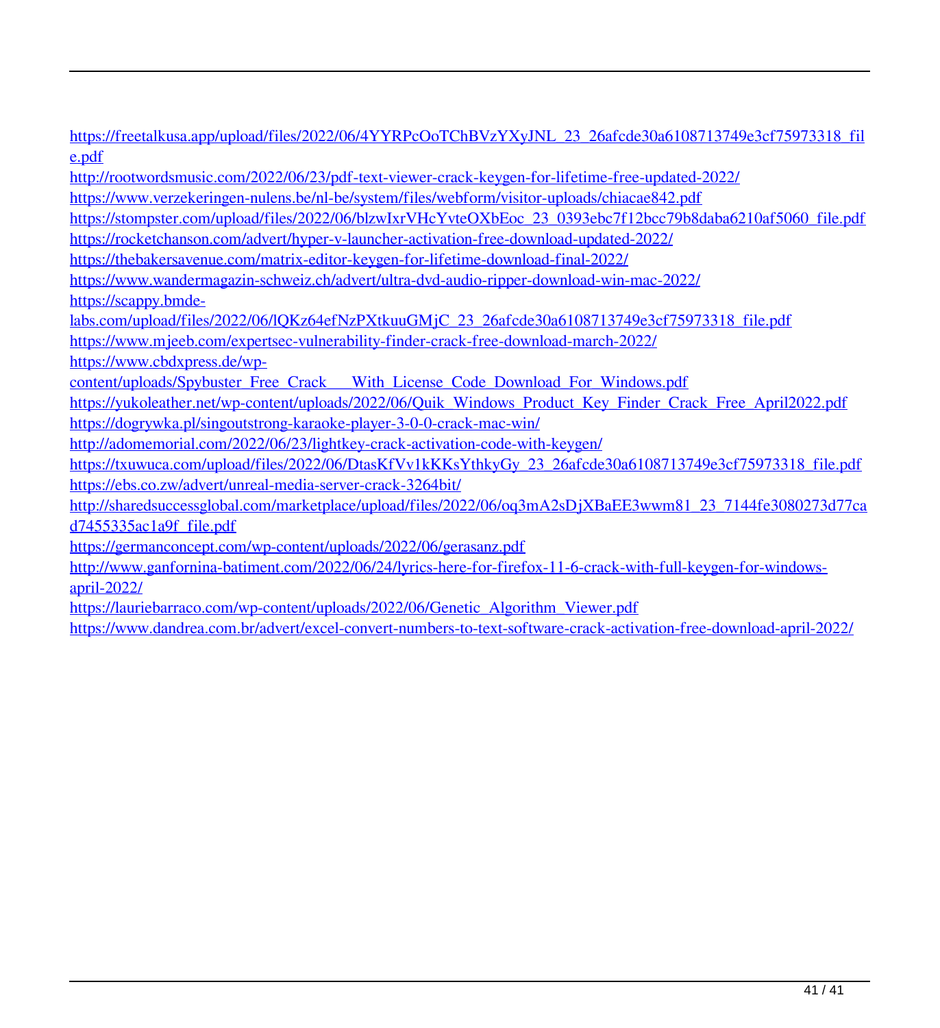https://freetalkusa.app/upload/files/2022/06/4YYRPcOoTChBVzYXyJNL_23_26afcde30a6108713749e3cf75973318_file.pdf
http://rootwordsmusic.com/2022/06/23/pdf-text-viewer-crack-keygen-for-lifetime-free-updated-2022/
https://www.verzekeringen-nulens.be/nl-be/system/files/webform/visitor-uploads/chiacae842.pdf
https://stompster.com/upload/files/2022/06/blzwIxrVHcYvteOXbEoc_23_0393ebc7f12bcc79b8daba6210af5060_file.pdf
https://rocketchanson.com/advert/hyper-v-launcher-activation-free-download-updated-2022/
https://thebakersavenue.com/matrix-editor-keygen-for-lifetime-download-final-2022/
https://www.wandermagazin-schweiz.ch/advert/ultra-dvd-audio-ripper-download-win-mac-2022/
https://scappy.bmde-labs.com/upload/files/2022/06/lQKz64efNzPXtkuuGMjC_23_26afcde30a6108713749e3cf75973318_file.pdf
https://www.mjeeb.com/expertsec-vulnerability-finder-crack-free-download-march-2022/
https://www.cbdxpress.de/wp-content/uploads/Spybuster_Free_Crack___With_License_Code_Download_For_Windows.pdf
https://yukoleather.net/wp-content/uploads/2022/06/Quik_Windows_Product_Key_Finder_Crack_Free_April2022.pdf
https://dogrywka.pl/singoutstrong-karaoke-player-3-0-0-crack-mac-win/
http://adomemorial.com/2022/06/23/lightkey-crack-activation-code-with-keygen/
https://txuwuca.com/upload/files/2022/06/DtasKfVv1kKKsYthkyGy_23_26afcde30a6108713749e3cf75973318_file.pdf
https://ebs.co.zw/advert/unreal-media-server-crack-3264bit/
http://sharedsuccessglobal.com/marketplace/upload/files/2022/06/oq3mA2sDjXBaEE3wwm81_23_7144fe3080273d77cad7455335ac1a9f_file.pdf
https://germanconcept.com/wp-content/uploads/2022/06/gerasanz.pdf
http://www.ganfornina-batiment.com/2022/06/24/lyrics-here-for-firefox-11-6-crack-with-full-keygen-for-windows-april-2022/
https://lauriebarraco.com/wp-content/uploads/2022/06/Genetic_Algorithm_Viewer.pdf
https://www.dandrea.com.br/advert/excel-convert-numbers-to-text-software-crack-activation-free-download-april-2022/